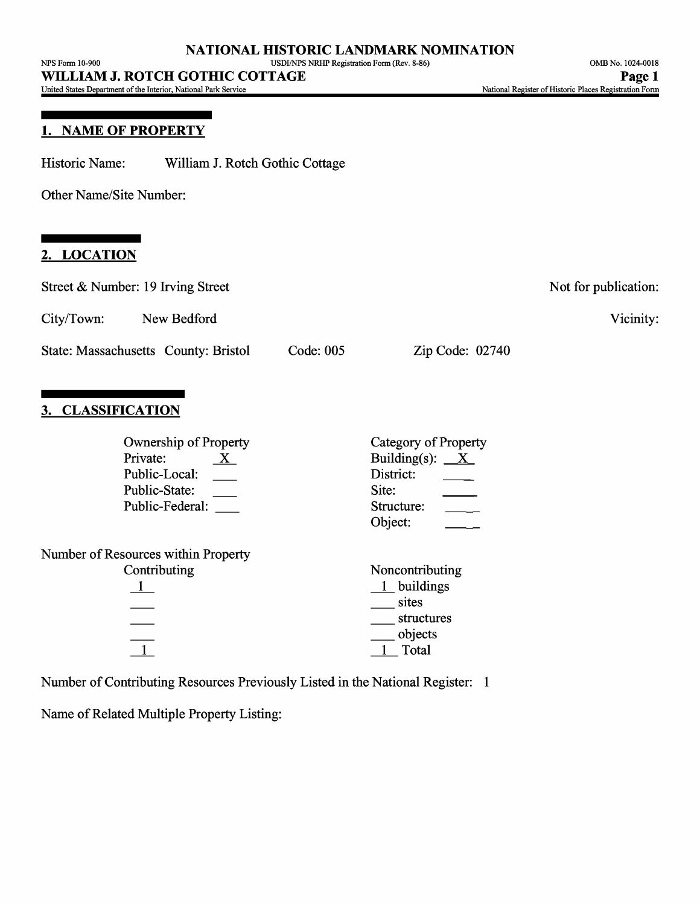## 1. NAME OF PROPERTY

Historic Name: William J. Rotch Gothic Cottage

Other Name/Site Number:

## 2. LOCATION

Street & Number: 19 Irving Street | Not for publication:

City/Town: New Bedford | Vicinity:

State: Massachusetts | County: Bristol | Code: 005 | Zip Code: 02740

## 3. CLASSIFICATION

| Ownership of Property | | Category of Property | |
|---|---|---|---|
| Private: | X | Building(s): | X |
| Public-Local: | | District: | |
| Public-State: | | Site: | |
| Public-Federal: | | Structure: | |
| | | Object: | |

Number of Resources within Property

| Contributing | Noncontributing | |
|---|---|---|
| 1 | 1 | buildings |
| | | sites |
| | | structures |
| | | objects |
| 1 | 1 | Total |

Number of Contributing Resources Previously Listed in the National Register: 1

Name of Related Multiple Property Listing: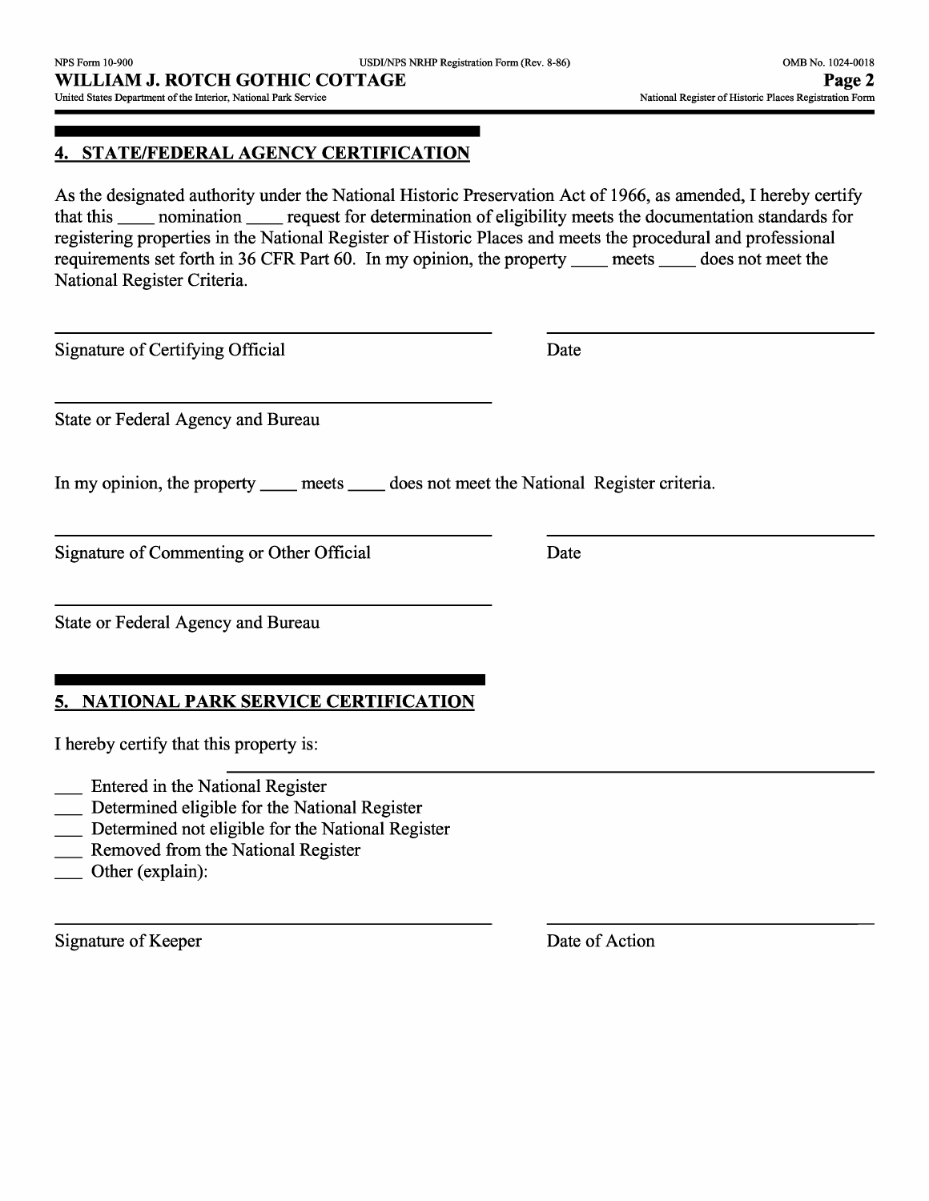## 4. STATE/FEDERAL AGENCY CERTIFICATION

As the designated authority under the National Historic Preservation Act of 1966, as amended, I hereby certify that this ____ nomination ____ request for determination of eligibility meets the documentation standards for registering properties in the National Register of Historic Places and meets the procedural and professional requirements set forth in 36 CFR Part 60. In my opinion, the property ____ meets ____ does not meet the National Register Criteria.

_______________________________________ _______________________________

Signature of Certifying Official Date

_______________________________________

State or Federal Agency and Bureau

In my opinion, the property ____ meets ____ does not meet the National Register criteria.

_______________________________________ _______________________________

Signature of Commenting or Other Official Date

_______________________________________

State or Federal Agency and Bureau

## 5. NATIONAL PARK SERVICE CERTIFICATION

I hereby certify that this property is:

___ Entered in the National Register
___ Determined eligible for the National Register
___ Determined not eligible for the National Register
___ Removed from the National Register
___ Other (explain):

_______________________________________ _______________________________

Signature of Keeper Date of Action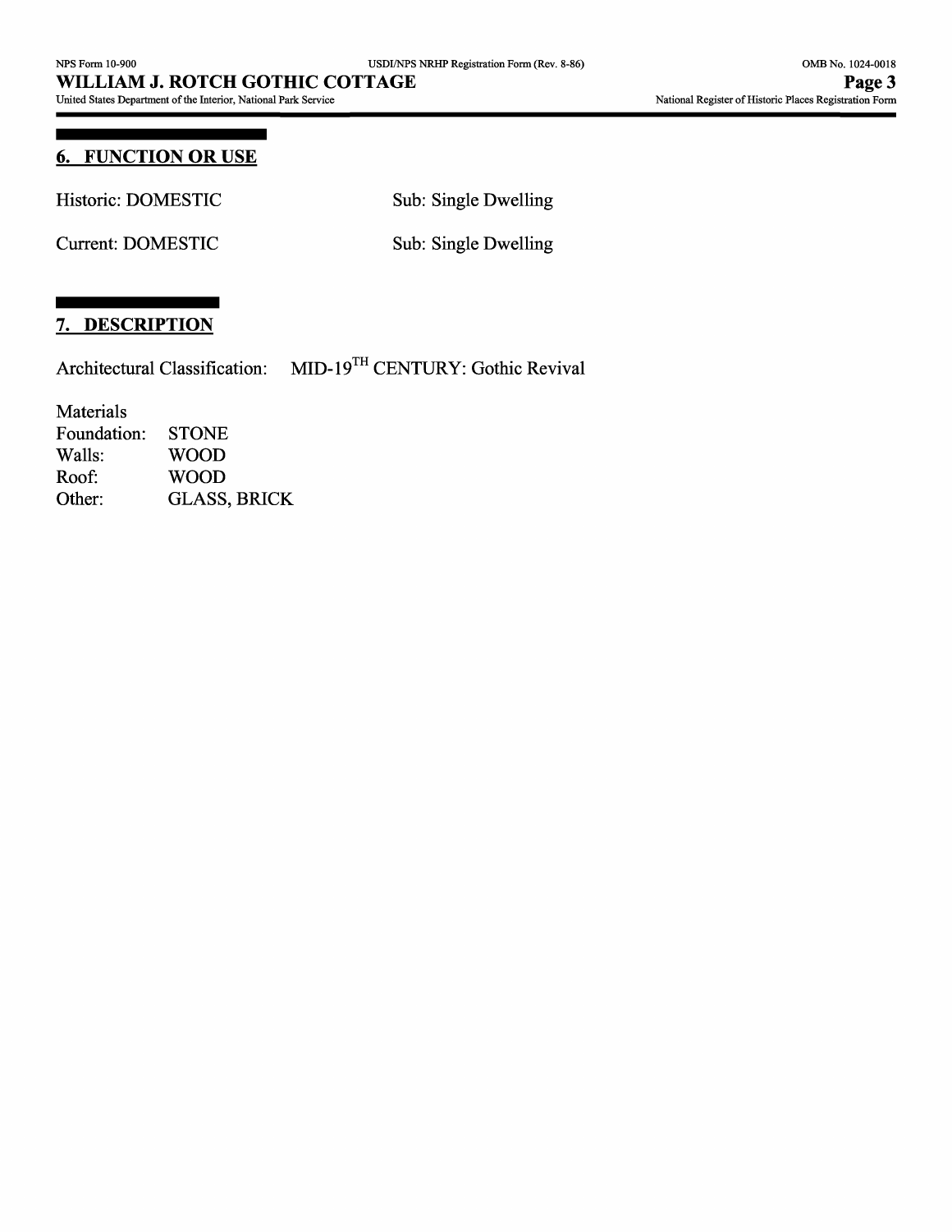## 6. FUNCTION OR USE

Historic: DOMESTIC Sub: Single Dwelling

Current: DOMESTIC Sub: Single Dwelling

## 7. DESCRIPTION

Architectural Classification: MID-19TH CENTURY: Gothic Revival

Materials

| | |
|---|---|
| Foundation: | STONE |
| Walls: | WOOD |
| Roof: | WOOD |
| Other: | GLASS, BRICK |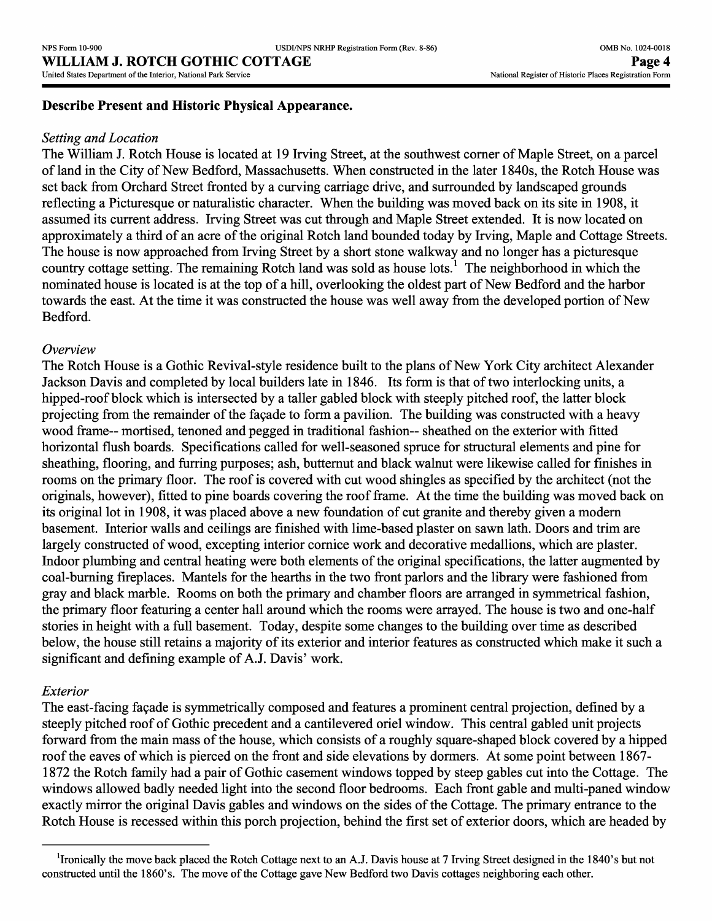**Describe Present and Historic Physical Appearance.**

*Setting and Location*

The William J. Rotch House is located at 19 Irving Street, at the southwest corner of Maple Street, on a parcel of land in the City of New Bedford, Massachusetts. When constructed in the later 1840s, the Rotch House was set back from Orchard Street fronted by a curving carriage drive, and surrounded by landscaped grounds reflecting a Picturesque or naturalistic character. When the building was moved back on its site in 1908, it assumed its current address. Irving Street was cut through and Maple Street extended. It is now located on approximately a third of an acre of the original Rotch land bounded today by Irving, Maple and Cottage Streets. The house is now approached from Irving Street by a short stone walkway and no longer has a picturesque country cottage setting. The remaining Rotch land was sold as house lots.[1] The neighborhood in which the nominated house is located is at the top of a hill, overlooking the oldest part of New Bedford and the harbor towards the east. At the time it was constructed the house was well away from the developed portion of New Bedford.

*Overview*

The Rotch House is a Gothic Revival-style residence built to the plans of New York City architect Alexander Jackson Davis and completed by local builders late in 1846. Its form is that of two interlocking units, a hipped-roof block which is intersected by a taller gabled block with steeply pitched roof, the latter block projecting from the remainder of the façade to form a pavilion. The building was constructed with a heavy wood frame-- mortised, tenoned and pegged in traditional fashion-- sheathed on the exterior with fitted horizontal flush boards. Specifications called for well-seasoned spruce for structural elements and pine for sheathing, flooring, and furring purposes; ash, butternut and black walnut were likewise called for finishes in rooms on the primary floor. The roof is covered with cut wood shingles as specified by the architect (not the originals, however), fitted to pine boards covering the roof frame. At the time the building was moved back on its original lot in 1908, it was placed above a new foundation of cut granite and thereby given a modern basement. Interior walls and ceilings are finished with lime-based plaster on sawn lath. Doors and trim are largely constructed of wood, excepting interior cornice work and decorative medallions, which are plaster. Indoor plumbing and central heating were both elements of the original specifications, the latter augmented by coal-burning fireplaces. Mantels for the hearths in the two front parlors and the library were fashioned from gray and black marble. Rooms on both the primary and chamber floors are arranged in symmetrical fashion, the primary floor featuring a center hall around which the rooms were arrayed. The house is two and one-half stories in height with a full basement. Today, despite some changes to the building over time as described below, the house still retains a majority of its exterior and interior features as constructed which make it such a significant and defining example of A.J. Davis' work.

*Exterior*

The east-facing façade is symmetrically composed and features a prominent central projection, defined by a steeply pitched roof of Gothic precedent and a cantilevered oriel window. This central gabled unit projects forward from the main mass of the house, which consists of a roughly square-shaped block covered by a hipped roof the eaves of which is pierced on the front and side elevations by dormers. At some point between 1867-1872 the Rotch family had a pair of Gothic casement windows topped by steep gables cut into the Cottage. The windows allowed badly needed light into the second floor bedrooms. Each front gable and multi-paned window exactly mirror the original Davis gables and windows on the sides of the Cottage. The primary entrance to the Rotch House is recessed within this porch projection, behind the first set of exterior doors, which are headed by

[1] Ironically the move back placed the Rotch Cottage next to an A.J. Davis house at 7 Irving Street designed in the 1840's but not constructed until the 1860's. The move of the Cottage gave New Bedford two Davis cottages neighboring each other.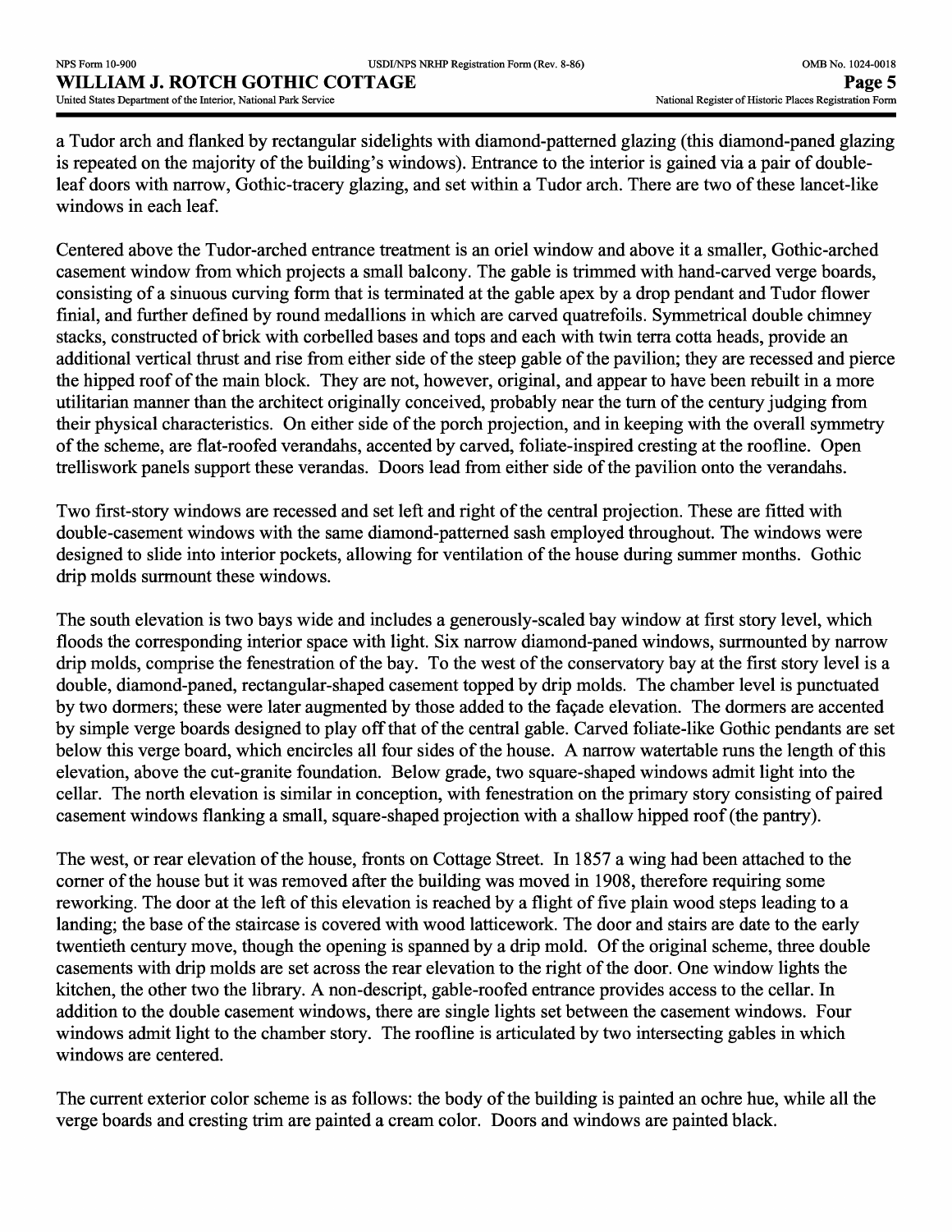a Tudor arch and flanked by rectangular sidelights with diamond-patterned glazing (this diamond-paned glazing is repeated on the majority of the building's windows). Entrance to the interior is gained via a pair of double-leaf doors with narrow, Gothic-tracery glazing, and set within a Tudor arch. There are two of these lancet-like windows in each leaf.

Centered above the Tudor-arched entrance treatment is an oriel window and above it a smaller, Gothic-arched casement window from which projects a small balcony. The gable is trimmed with hand-carved verge boards, consisting of a sinuous curving form that is terminated at the gable apex by a drop pendant and Tudor flower finial, and further defined by round medallions in which are carved quatrefoils. Symmetrical double chimney stacks, constructed of brick with corbelled bases and tops and each with twin terra cotta heads, provide an additional vertical thrust and rise from either side of the steep gable of the pavilion; they are recessed and pierce the hipped roof of the main block. They are not, however, original, and appear to have been rebuilt in a more utilitarian manner than the architect originally conceived, probably near the turn of the century judging from their physical characteristics. On either side of the porch projection, and in keeping with the overall symmetry of the scheme, are flat-roofed verandahs, accented by carved, foliate-inspired cresting at the roofline. Open trelliswork panels support these verandas. Doors lead from either side of the pavilion onto the verandahs.

Two first-story windows are recessed and set left and right of the central projection. These are fitted with double-casement windows with the same diamond-patterned sash employed throughout. The windows were designed to slide into interior pockets, allowing for ventilation of the house during summer months. Gothic drip molds surmount these windows.

The south elevation is two bays wide and includes a generously-scaled bay window at first story level, which floods the corresponding interior space with light. Six narrow diamond-paned windows, surmounted by narrow drip molds, comprise the fenestration of the bay. To the west of the conservatory bay at the first story level is a double, diamond-paned, rectangular-shaped casement topped by drip molds. The chamber level is punctuated by two dormers; these were later augmented by those added to the façade elevation. The dormers are accented by simple verge boards designed to play off that of the central gable. Carved foliate-like Gothic pendants are set below this verge board, which encircles all four sides of the house. A narrow watertable runs the length of this elevation, above the cut-granite foundation. Below grade, two square-shaped windows admit light into the cellar. The north elevation is similar in conception, with fenestration on the primary story consisting of paired casement windows flanking a small, square-shaped projection with a shallow hipped roof (the pantry).

The west, or rear elevation of the house, fronts on Cottage Street. In 1857 a wing had been attached to the corner of the house but it was removed after the building was moved in 1908, therefore requiring some reworking. The door at the left of this elevation is reached by a flight of five plain wood steps leading to a landing; the base of the staircase is covered with wood latticework. The door and stairs are date to the early twentieth century move, though the opening is spanned by a drip mold. Of the original scheme, three double casements with drip molds are set across the rear elevation to the right of the door. One window lights the kitchen, the other two the library. A non-descript, gable-roofed entrance provides access to the cellar. In addition to the double casement windows, there are single lights set between the casement windows. Four windows admit light to the chamber story. The roofline is articulated by two intersecting gables in which windows are centered.

The current exterior color scheme is as follows: the body of the building is painted an ochre hue, while all the verge boards and cresting trim are painted a cream color. Doors and windows are painted black.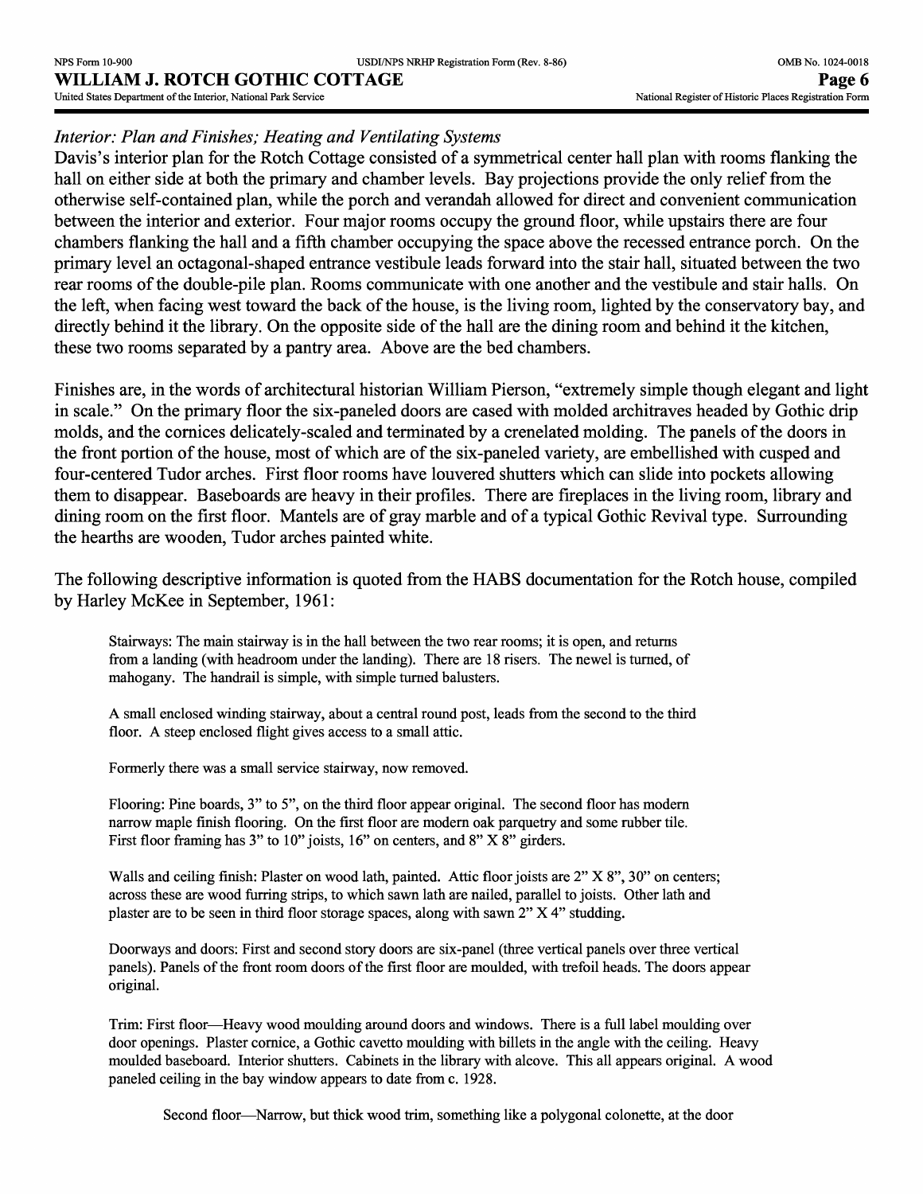*Interior: Plan and Finishes; Heating and Ventilating Systems*

Davis's interior plan for the Rotch Cottage consisted of a symmetrical center hall plan with rooms flanking the hall on either side at both the primary and chamber levels. Bay projections provide the only relief from the otherwise self-contained plan, while the porch and verandah allowed for direct and convenient communication between the interior and exterior. Four major rooms occupy the ground floor, while upstairs there are four chambers flanking the hall and a fifth chamber occupying the space above the recessed entrance porch. On the primary level an octagonal-shaped entrance vestibule leads forward into the stair hall, situated between the two rear rooms of the double-pile plan. Rooms communicate with one another and the vestibule and stair halls. On the left, when facing west toward the back of the house, is the living room, lighted by the conservatory bay, and directly behind it the library. On the opposite side of the hall are the dining room and behind it the kitchen, these two rooms separated by a pantry area. Above are the bed chambers.

Finishes are, in the words of architectural historian William Pierson, "extremely simple though elegant and light in scale." On the primary floor the six-paneled doors are cased with molded architraves headed by Gothic drip molds, and the cornices delicately-scaled and terminated by a crenelated molding. The panels of the doors in the front portion of the house, most of which are of the six-paneled variety, are embellished with cusped and four-centered Tudor arches. First floor rooms have louvered shutters which can slide into pockets allowing them to disappear. Baseboards are heavy in their profiles. There are fireplaces in the living room, library and dining room on the first floor. Mantels are of gray marble and of a typical Gothic Revival type. Surrounding the hearths are wooden, Tudor arches painted white.

The following descriptive information is quoted from the HABS documentation for the Rotch house, compiled by Harley McKee in September, 1961:

> Stairways: The main stairway is in the hall between the two rear rooms; it is open, and returns from a landing (with headroom under the landing). There are 18 risers. The newel is turned, of mahogany. The handrail is simple, with simple turned balusters.
>
> A small enclosed winding stairway, about a central round post, leads from the second to the third floor. A steep enclosed flight gives access to a small attic.
>
> Formerly there was a small service stairway, now removed.
>
> Flooring: Pine boards, 3" to 5", on the third floor appear original. The second floor has modern narrow maple finish flooring. On the first floor are modern oak parquetry and some rubber tile. First floor framing has 3" to 10" joists, 16" on centers, and 8" X 8" girders.
>
> Walls and ceiling finish: Plaster on wood lath, painted. Attic floor joists are 2" X 8", 30" on centers; across these are wood furring strips, to which sawn lath are nailed, parallel to joists. Other lath and plaster are to be seen in third floor storage spaces, along with sawn 2" X 4" studding.
>
> Doorways and doors: First and second story doors are six-panel (three vertical panels over three vertical panels). Panels of the front room doors of the first floor are moulded, with trefoil heads. The doors appear original.
>
> Trim: First floor—Heavy wood moulding around doors and windows. There is a full label moulding over door openings. Plaster cornice, a Gothic cavetto moulding with billets in the angle with the ceiling. Heavy moulded baseboard. Interior shutters. Cabinets in the library with alcove. This all appears original. A wood paneled ceiling in the bay window appears to date from c. 1928.
>
> Second floor—Narrow, but thick wood trim, something like a polygonal colonette, at the door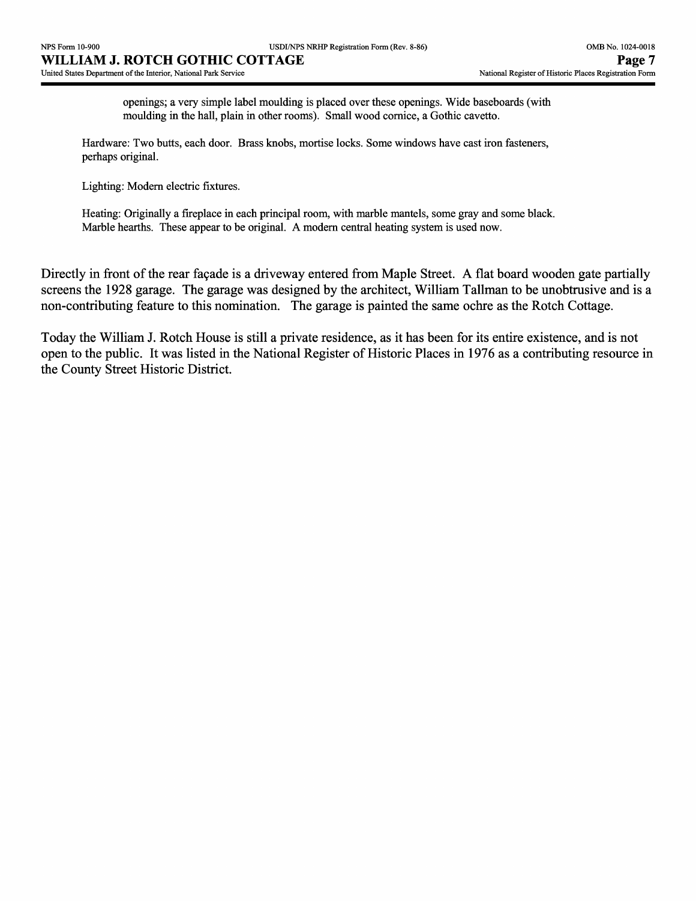openings; a very simple label moulding is placed over these openings. Wide baseboards (with moulding in the hall, plain in other rooms). Small wood cornice, a Gothic cavetto.

Hardware: Two butts, each door. Brass knobs, mortise locks. Some windows have cast iron fasteners, perhaps original.

Lighting: Modern electric fixtures.

Heating: Originally a fireplace in each principal room, with marble mantels, some gray and some black. Marble hearths. These appear to be original. A modern central heating system is used now.

Directly in front of the rear façade is a driveway entered from Maple Street. A flat board wooden gate partially screens the 1928 garage. The garage was designed by the architect, William Tallman to be unobtrusive and is a non-contributing feature to this nomination. The garage is painted the same ochre as the Rotch Cottage.

Today the William J. Rotch House is still a private residence, as it has been for its entire existence, and is not open to the public. It was listed in the National Register of Historic Places in 1976 as a contributing resource in the County Street Historic District.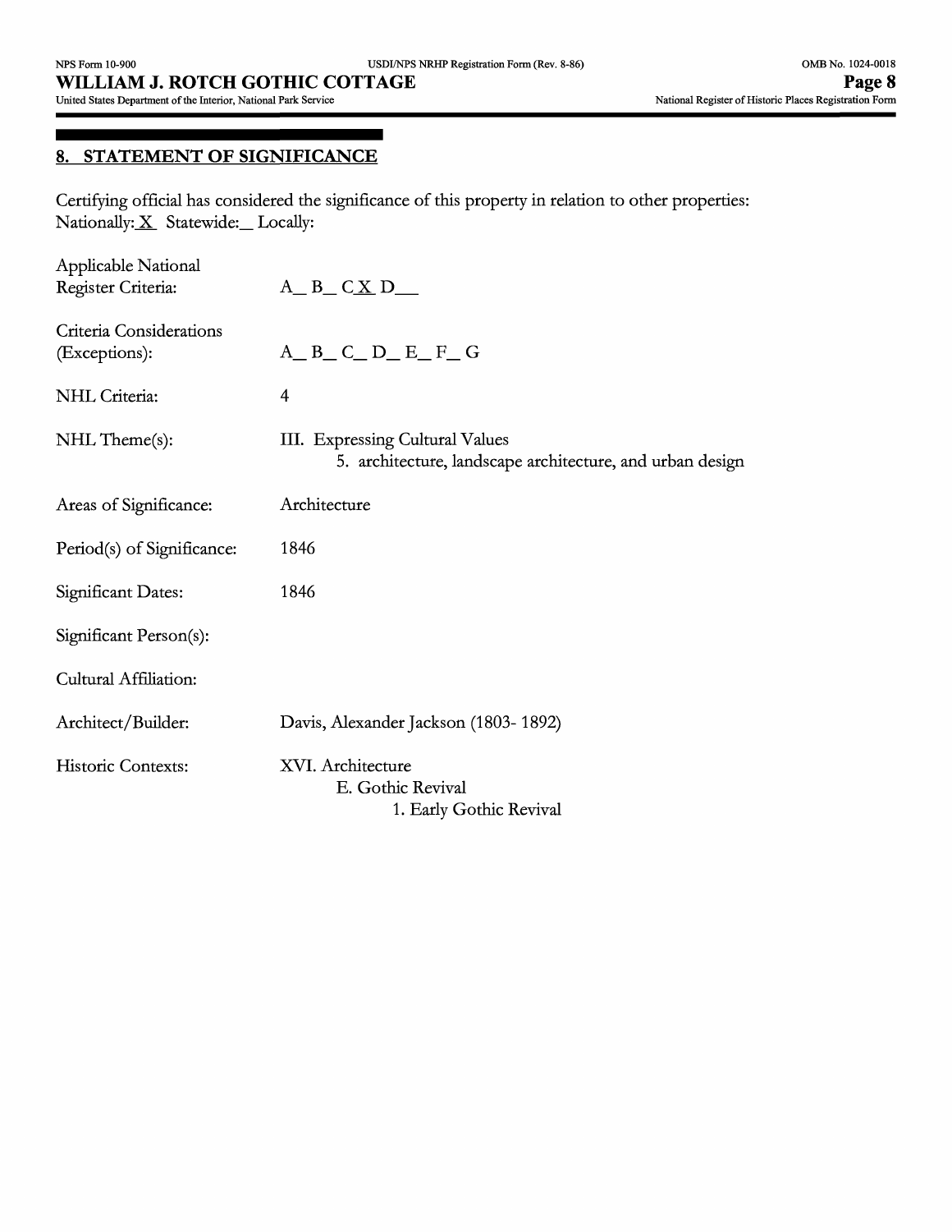## 8. STATEMENT OF SIGNIFICANCE

Certifying official has considered the significance of this property in relation to other properties:
Nationally: X  Statewide:_ Locally:

| | |
|---|---|
| Applicable National Register Criteria: | A_ B_ C X D__ |
| Criteria Considerations (Exceptions): | A_ B_ C_ D_ E_ F_ G |
| NHL Criteria: | 4 |
| NHL Theme(s): | III. Expressing Cultural Values<br>5. architecture, landscape architecture, and urban design |
| Areas of Significance: | Architecture |
| Period(s) of Significance: | 1846 |
| Significant Dates: | 1846 |
| Significant Person(s): | |
| Cultural Affiliation: | |
| Architect/Builder: | Davis, Alexander Jackson (1803- 1892) |
| Historic Contexts: | XVI. Architecture<br>E. Gothic Revival<br>1. Early Gothic Revival |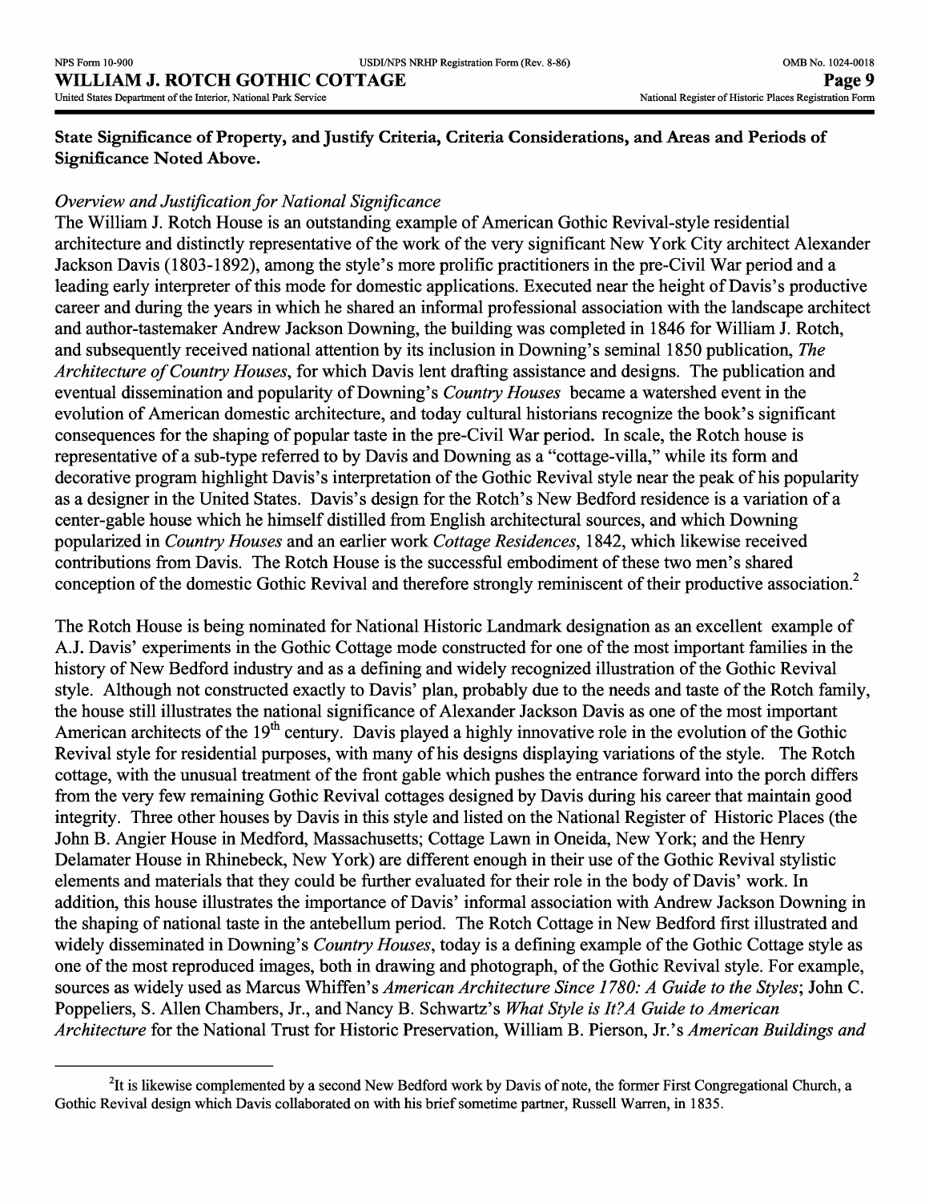**State Significance of Property, and Justify Criteria, Criteria Considerations, and Areas and Periods of Significance Noted Above.**

*Overview and Justification for National Significance*

The William J. Rotch House is an outstanding example of American Gothic Revival-style residential architecture and distinctly representative of the work of the very significant New York City architect Alexander Jackson Davis (1803-1892), among the style's more prolific practitioners in the pre-Civil War period and a leading early interpreter of this mode for domestic applications. Executed near the height of Davis's productive career and during the years in which he shared an informal professional association with the landscape architect and author-tastemaker Andrew Jackson Downing, the building was completed in 1846 for William J. Rotch, and subsequently received national attention by its inclusion in Downing's seminal 1850 publication, *The Architecture of Country Houses*, for which Davis lent drafting assistance and designs. The publication and eventual dissemination and popularity of Downing's *Country Houses* became a watershed event in the evolution of American domestic architecture, and today cultural historians recognize the book's significant consequences for the shaping of popular taste in the pre-Civil War period. In scale, the Rotch house is representative of a sub-type referred to by Davis and Downing as a "cottage-villa," while its form and decorative program highlight Davis's interpretation of the Gothic Revival style near the peak of his popularity as a designer in the United States. Davis's design for the Rotch's New Bedford residence is a variation of a center-gable house which he himself distilled from English architectural sources, and which Downing popularized in *Country Houses* and an earlier work *Cottage Residences*, 1842, which likewise received contributions from Davis. The Rotch House is the successful embodiment of these two men's shared conception of the domestic Gothic Revival and therefore strongly reminiscent of their productive association.[2]

The Rotch House is being nominated for National Historic Landmark designation as an excellent example of A.J. Davis' experiments in the Gothic Cottage mode constructed for one of the most important families in the history of New Bedford industry and as a defining and widely recognized illustration of the Gothic Revival style. Although not constructed exactly to Davis' plan, probably due to the needs and taste of the Rotch family, the house still illustrates the national significance of Alexander Jackson Davis as one of the most important American architects of the 19th century. Davis played a highly innovative role in the evolution of the Gothic Revival style for residential purposes, with many of his designs displaying variations of the style. The Rotch cottage, with the unusual treatment of the front gable which pushes the entrance forward into the porch differs from the very few remaining Gothic Revival cottages designed by Davis during his career that maintain good integrity. Three other houses by Davis in this style and listed on the National Register of Historic Places (the John B. Angier House in Medford, Massachusetts; Cottage Lawn in Oneida, New York; and the Henry Delamater House in Rhinebeck, New York) are different enough in their use of the Gothic Revival stylistic elements and materials that they could be further evaluated for their role in the body of Davis' work. In addition, this house illustrates the importance of Davis' informal association with Andrew Jackson Downing in the shaping of national taste in the antebellum period. The Rotch Cottage in New Bedford first illustrated and widely disseminated in Downing's *Country Houses*, today is a defining example of the Gothic Cottage style as one of the most reproduced images, both in drawing and photograph, of the Gothic Revival style. For example, sources as widely used as Marcus Whiffen's *American Architecture Since 1780: A Guide to the Styles*; John C. Poppeliers, S. Allen Chambers, Jr., and Nancy B. Schwartz's *What Style is It?A Guide to American Architecture* for the National Trust for Historic Preservation, William B. Pierson, Jr.'s *American Buildings and*

---

[2] It is likewise complemented by a second New Bedford work by Davis of note, the former First Congregational Church, a Gothic Revival design which Davis collaborated on with his brief sometime partner, Russell Warren, in 1835.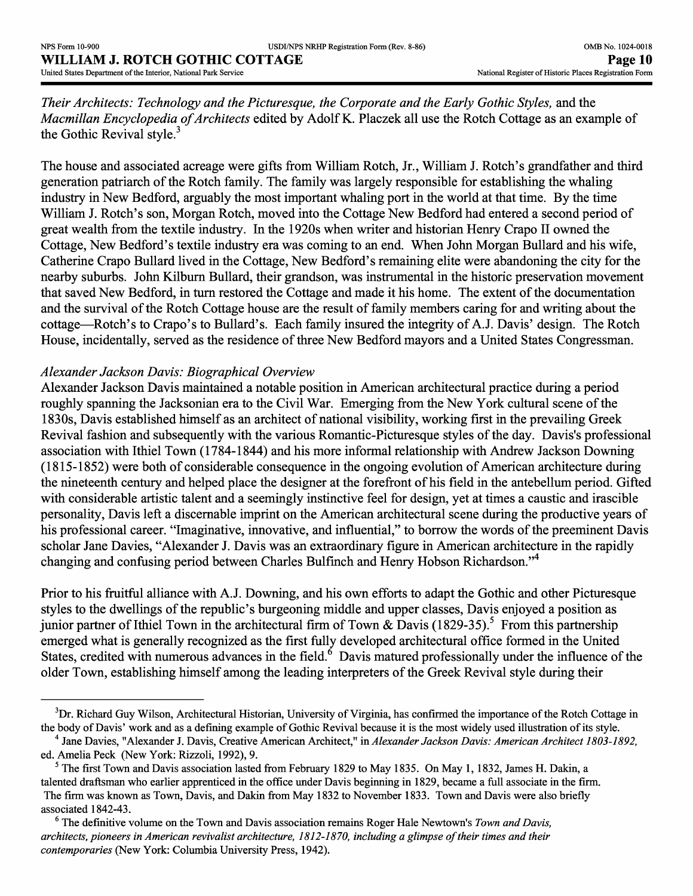*Their Architects: Technology and the Picturesque, the Corporate and the Early Gothic Styles,* and the *Macmillan Encyclopedia of Architects* edited by Adolf K. Placzek all use the Rotch Cottage as an example of the Gothic Revival style.[3]

The house and associated acreage were gifts from William Rotch, Jr., William J. Rotch's grandfather and third generation patriarch of the Rotch family. The family was largely responsible for establishing the whaling industry in New Bedford, arguably the most important whaling port in the world at that time. By the time William J. Rotch's son, Morgan Rotch, moved into the Cottage New Bedford had entered a second period of great wealth from the textile industry. In the 1920s when writer and historian Henry Crapo II owned the Cottage, New Bedford's textile industry era was coming to an end. When John Morgan Bullard and his wife, Catherine Crapo Bullard lived in the Cottage, New Bedford's remaining elite were abandoning the city for the nearby suburbs. John Kilburn Bullard, their grandson, was instrumental in the historic preservation movement that saved New Bedford, in turn restored the Cottage and made it his home. The extent of the documentation and the survival of the Rotch Cottage house are the result of family members caring for and writing about the cottage—Rotch's to Crapo's to Bullard's. Each family insured the integrity of A.J. Davis' design. The Rotch House, incidentally, served as the residence of three New Bedford mayors and a United States Congressman.

*Alexander Jackson Davis: Biographical Overview*

Alexander Jackson Davis maintained a notable position in American architectural practice during a period roughly spanning the Jacksonian era to the Civil War. Emerging from the New York cultural scene of the 1830s, Davis established himself as an architect of national visibility, working first in the prevailing Greek Revival fashion and subsequently with the various Romantic-Picturesque styles of the day. Davis's professional association with Ithiel Town (1784-1844) and his more informal relationship with Andrew Jackson Downing (1815-1852) were both of considerable consequence in the ongoing evolution of American architecture during the nineteenth century and helped place the designer at the forefront of his field in the antebellum period. Gifted with considerable artistic talent and a seemingly instinctive feel for design, yet at times a caustic and irascible personality, Davis left a discernable imprint on the American architectural scene during the productive years of his professional career. "Imaginative, innovative, and influential," to borrow the words of the preeminent Davis scholar Jane Davies, "Alexander J. Davis was an extraordinary figure in American architecture in the rapidly changing and confusing period between Charles Bulfinch and Henry Hobson Richardson."[4]

Prior to his fruitful alliance with A.J. Downing, and his own efforts to adapt the Gothic and other Picturesque styles to the dwellings of the republic's burgeoning middle and upper classes, Davis enjoyed a position as junior partner of Ithiel Town in the architectural firm of Town & Davis (1829-35).[5] From this partnership emerged what is generally recognized as the first fully developed architectural office formed in the United States, credited with numerous advances in the field.[6] Davis matured professionally under the influence of the older Town, establishing himself among the leading interpreters of the Greek Revival style during their

---

[3] Dr. Richard Guy Wilson, Architectural Historian, University of Virginia, has confirmed the importance of the Rotch Cottage in the body of Davis' work and as a defining example of Gothic Revival because it is the most widely used illustration of its style.

[4] Jane Davies, "Alexander J. Davis, Creative American Architect," in *Alexander Jackson Davis: American Architect 1803-1892,* ed. Amelia Peck (New York: Rizzoli, 1992), 9.

[5] The first Town and Davis association lasted from February 1829 to May 1835. On May 1, 1832, James H. Dakin, a talented draftsman who earlier apprenticed in the office under Davis beginning in 1829, became a full associate in the firm. The firm was known as Town, Davis, and Dakin from May 1832 to November 1833. Town and Davis were also briefly associated 1842-43.

[6] The definitive volume on the Town and Davis association remains Roger Hale Newtown's *Town and Davis, architects, pioneers in American revivalist architecture, 1812-1870, including a glimpse of their times and their contemporaries* (New York: Columbia University Press, 1942).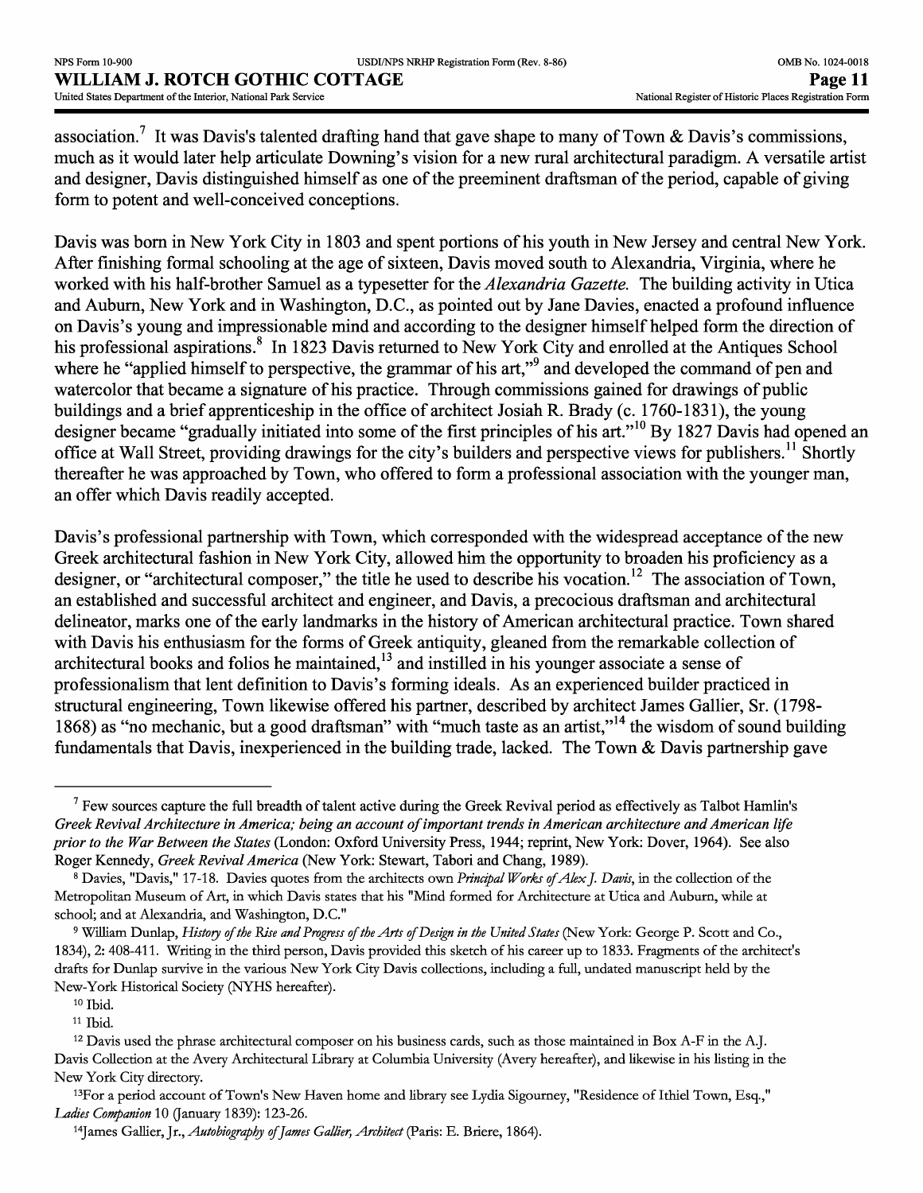association.[7] It was Davis's talented drafting hand that gave shape to many of Town & Davis's commissions, much as it would later help articulate Downing's vision for a new rural architectural paradigm. A versatile artist and designer, Davis distinguished himself as one of the preeminent draftsman of the period, capable of giving form to potent and well-conceived conceptions.

Davis was born in New York City in 1803 and spent portions of his youth in New Jersey and central New York. After finishing formal schooling at the age of sixteen, Davis moved south to Alexandria, Virginia, where he worked with his half-brother Samuel as a typesetter for the *Alexandria Gazette.* The building activity in Utica and Auburn, New York and in Washington, D.C., as pointed out by Jane Davies, enacted a profound influence on Davis's young and impressionable mind and according to the designer himself helped form the direction of his professional aspirations.[8] In 1823 Davis returned to New York City and enrolled at the Antiques School where he "applied himself to perspective, the grammar of his art,"[9] and developed the command of pen and watercolor that became a signature of his practice. Through commissions gained for drawings of public buildings and a brief apprenticeship in the office of architect Josiah R. Brady (c. 1760-1831), the young designer became "gradually initiated into some of the first principles of his art."[10] By 1827 Davis had opened an office at Wall Street, providing drawings for the city's builders and perspective views for publishers.[11] Shortly thereafter he was approached by Town, who offered to form a professional association with the younger man, an offer which Davis readily accepted.

Davis's professional partnership with Town, which corresponded with the widespread acceptance of the new Greek architectural fashion in New York City, allowed him the opportunity to broaden his proficiency as a designer, or "architectural composer," the title he used to describe his vocation.[12] The association of Town, an established and successful architect and engineer, and Davis, a precocious draftsman and architectural delineator, marks one of the early landmarks in the history of American architectural practice. Town shared with Davis his enthusiasm for the forms of Greek antiquity, gleaned from the remarkable collection of architectural books and folios he maintained,[13] and instilled in his younger associate a sense of professionalism that lent definition to Davis's forming ideals. As an experienced builder practiced in structural engineering, Town likewise offered his partner, described by architect James Gallier, Sr. (1798-1868) as "no mechanic, but a good draftsman" with "much taste as an artist,"[14] the wisdom of sound building fundamentals that Davis, inexperienced in the building trade, lacked. The Town & Davis partnership gave

---

[7] Few sources capture the full breadth of talent active during the Greek Revival period as effectively as Talbot Hamlin's *Greek Revival Architecture in America; being an account of important trends in American architecture and American life prior to the War Between the States* (London: Oxford University Press, 1944; reprint, New York: Dover, 1964). See also Roger Kennedy, *Greek Revival America* (New York: Stewart, Tabori and Chang, 1989).

[8] Davies, "Davis," 17-18. Davies quotes from the architects own *Principal Works of Alex J. Davis*, in the collection of the Metropolitan Museum of Art, in which Davis states that his "Mind formed for Architecture at Utica and Auburn, while at school; and at Alexandria, and Washington, D.C."

[9] William Dunlap, *History of the Rise and Progress of the Arts of Design in the United States* (New York: George P. Scott and Co., 1834), 2: 408-411. Writing in the third person, Davis provided this sketch of his career up to 1833. Fragments of the architect's drafts for Dunlap survive in the various New York City Davis collections, including a full, undated manuscript held by the New-York Historical Society (NYHS hereafter).

[10] Ibid.

[11] Ibid.

[12] Davis used the phrase architectural composer on his business cards, such as those maintained in Box A-F in the A.J. Davis Collection at the Avery Architectural Library at Columbia University (Avery hereafter), and likewise in his listing in the New York City directory.

[13] For a period account of Town's New Haven home and library see Lydia Sigourney, "Residence of Ithiel Town, Esq.," *Ladies Companion* 10 (January 1839): 123-26.

[14] James Gallier, Jr., *Autobiography of James Gallier, Architect* (Paris: E. Briere, 1864).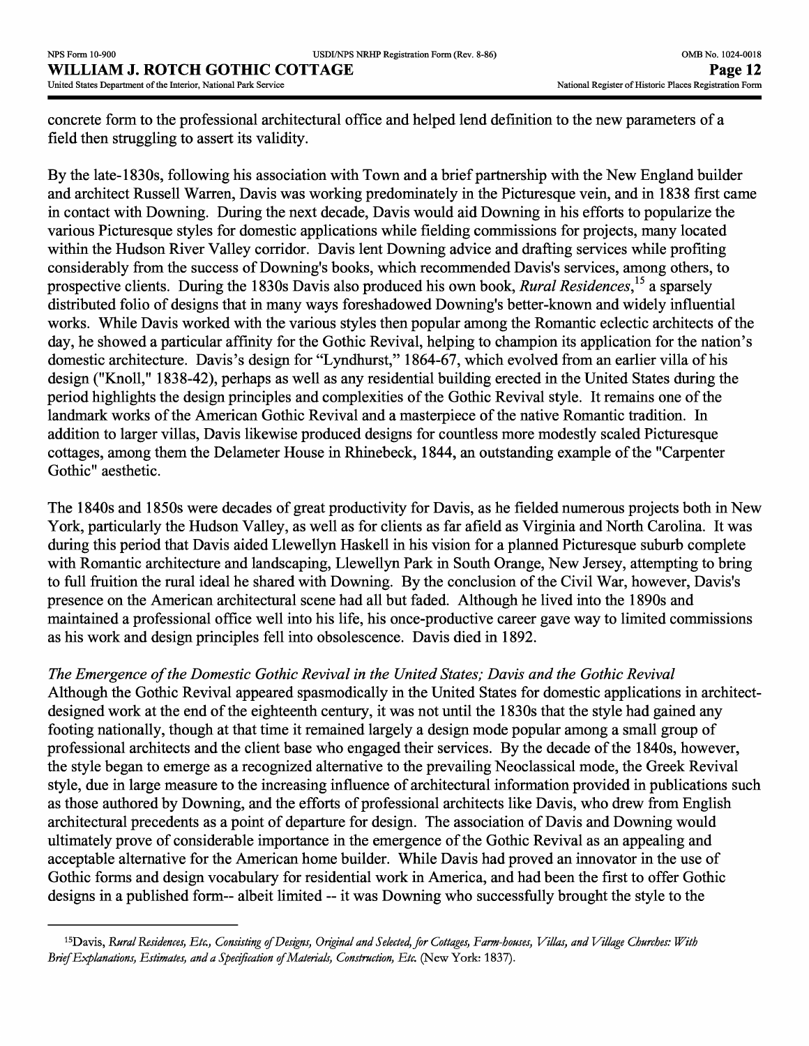concrete form to the professional architectural office and helped lend definition to the new parameters of a field then struggling to assert its validity.

By the late-1830s, following his association with Town and a brief partnership with the New England builder and architect Russell Warren, Davis was working predominately in the Picturesque vein, and in 1838 first came in contact with Downing. During the next decade, Davis would aid Downing in his efforts to popularize the various Picturesque styles for domestic applications while fielding commissions for projects, many located within the Hudson River Valley corridor. Davis lent Downing advice and drafting services while profiting considerably from the success of Downing's books, which recommended Davis's services, among others, to prospective clients. During the 1830s Davis also produced his own book, *Rural Residences*,[15] a sparsely distributed folio of designs that in many ways foreshadowed Downing's better-known and widely influential works. While Davis worked with the various styles then popular among the Romantic eclectic architects of the day, he showed a particular affinity for the Gothic Revival, helping to champion its application for the nation's domestic architecture. Davis's design for "Lyndhurst," 1864-67, which evolved from an earlier villa of his design ("Knoll," 1838-42), perhaps as well as any residential building erected in the United States during the period highlights the design principles and complexities of the Gothic Revival style. It remains one of the landmark works of the American Gothic Revival and a masterpiece of the native Romantic tradition. In addition to larger villas, Davis likewise produced designs for countless more modestly scaled Picturesque cottages, among them the Delameter House in Rhinebeck, 1844, an outstanding example of the "Carpenter Gothic" aesthetic.

The 1840s and 1850s were decades of great productivity for Davis, as he fielded numerous projects both in New York, particularly the Hudson Valley, as well as for clients as far afield as Virginia and North Carolina. It was during this period that Davis aided Llewellyn Haskell in his vision for a planned Picturesque suburb complete with Romantic architecture and landscaping, Llewellyn Park in South Orange, New Jersey, attempting to bring to full fruition the rural ideal he shared with Downing. By the conclusion of the Civil War, however, Davis's presence on the American architectural scene had all but faded. Although he lived into the 1890s and maintained a professional office well into his life, his once-productive career gave way to limited commissions as his work and design principles fell into obsolescence. Davis died in 1892.

*The Emergence of the Domestic Gothic Revival in the United States; Davis and the Gothic Revival*

Although the Gothic Revival appeared spasmodically in the United States for domestic applications in architect-designed work at the end of the eighteenth century, it was not until the 1830s that the style had gained any footing nationally, though at that time it remained largely a design mode popular among a small group of professional architects and the client base who engaged their services. By the decade of the 1840s, however, the style began to emerge as a recognized alternative to the prevailing Neoclassical mode, the Greek Revival style, due in large measure to the increasing influence of architectural information provided in publications such as those authored by Downing, and the efforts of professional architects like Davis, who drew from English architectural precedents as a point of departure for design. The association of Davis and Downing would ultimately prove of considerable importance in the emergence of the Gothic Revival as an appealing and acceptable alternative for the American home builder. While Davis had proved an innovator in the use of Gothic forms and design vocabulary for residential work in America, and had been the first to offer Gothic designs in a published form-- albeit limited -- it was Downing who successfully brought the style to the

---

[15] Davis, *Rural Residences, Etc., Consisting of Designs, Original and Selected, for Cottages, Farm-houses, Villas, and Village Churches: With Brief Explanations, Estimates, and a Specification of Materials, Construction, Etc.* (New York: 1837).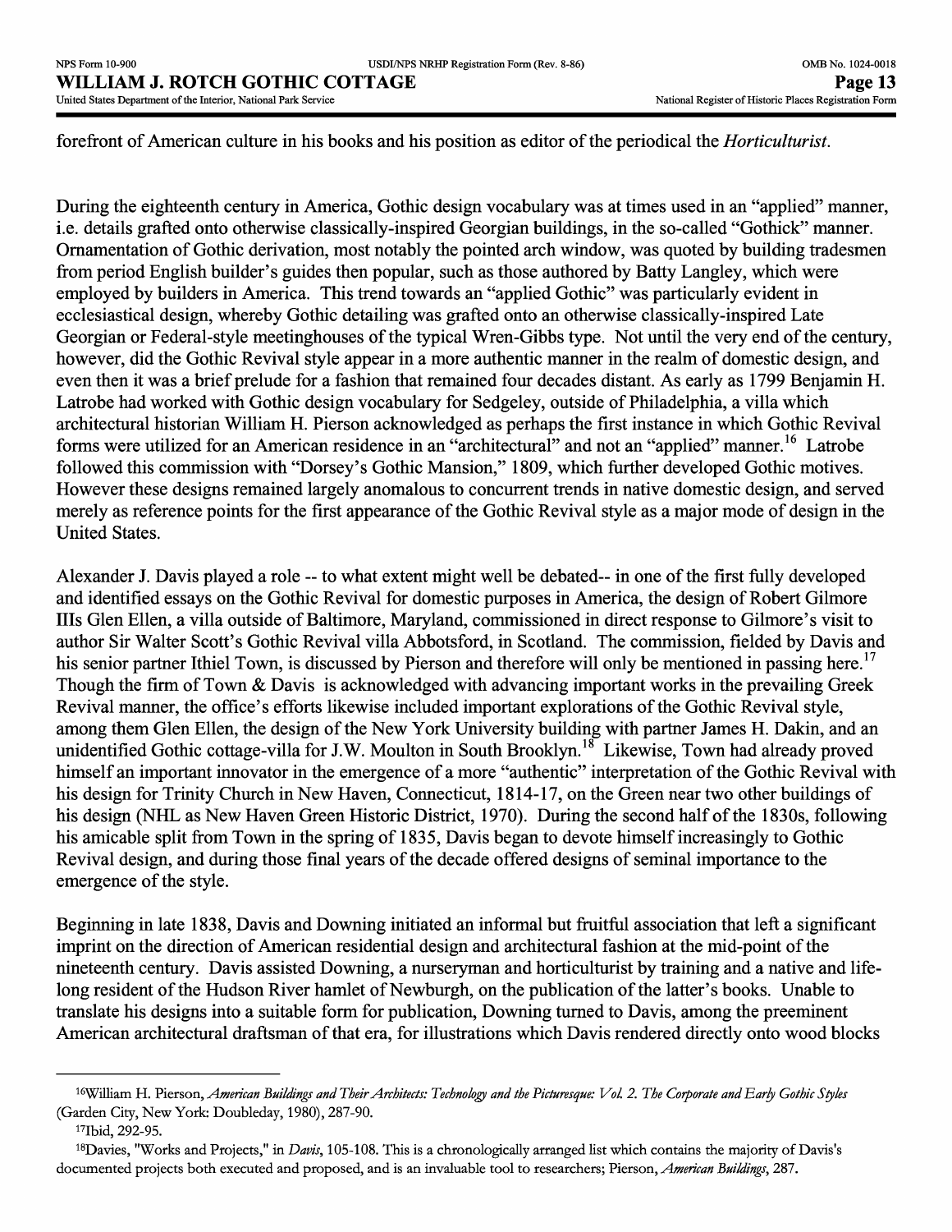forefront of American culture in his books and his position as editor of the periodical the *Horticulturist*.

During the eighteenth century in America, Gothic design vocabulary was at times used in an "applied" manner, i.e. details grafted onto otherwise classically-inspired Georgian buildings, in the so-called "Gothick" manner. Ornamentation of Gothic derivation, most notably the pointed arch window, was quoted by building tradesmen from period English builder's guides then popular, such as those authored by Batty Langley, which were employed by builders in America. This trend towards an "applied Gothic" was particularly evident in ecclesiastical design, whereby Gothic detailing was grafted onto an otherwise classically-inspired Late Georgian or Federal-style meetinghouses of the typical Wren-Gibbs type. Not until the very end of the century, however, did the Gothic Revival style appear in a more authentic manner in the realm of domestic design, and even then it was a brief prelude for a fashion that remained four decades distant. As early as 1799 Benjamin H. Latrobe had worked with Gothic design vocabulary for Sedgeley, outside of Philadelphia, a villa which architectural historian William H. Pierson acknowledged as perhaps the first instance in which Gothic Revival forms were utilized for an American residence in an "architectural" and not an "applied" manner.[16] Latrobe followed this commission with "Dorsey's Gothic Mansion," 1809, which further developed Gothic motives. However these designs remained largely anomalous to concurrent trends in native domestic design, and served merely as reference points for the first appearance of the Gothic Revival style as a major mode of design in the United States.

Alexander J. Davis played a role -- to what extent might well be debated-- in one of the first fully developed and identified essays on the Gothic Revival for domestic purposes in America, the design of Robert Gilmore IIIs Glen Ellen, a villa outside of Baltimore, Maryland, commissioned in direct response to Gilmore's visit to author Sir Walter Scott's Gothic Revival villa Abbotsford, in Scotland. The commission, fielded by Davis and his senior partner Ithiel Town, is discussed by Pierson and therefore will only be mentioned in passing here.[17] Though the firm of Town & Davis is acknowledged with advancing important works in the prevailing Greek Revival manner, the office's efforts likewise included important explorations of the Gothic Revival style, among them Glen Ellen, the design of the New York University building with partner James H. Dakin, and an unidentified Gothic cottage-villa for J.W. Moulton in South Brooklyn.[18] Likewise, Town had already proved himself an important innovator in the emergence of a more "authentic" interpretation of the Gothic Revival with his design for Trinity Church in New Haven, Connecticut, 1814-17, on the Green near two other buildings of his design (NHL as New Haven Green Historic District, 1970). During the second half of the 1830s, following his amicable split from Town in the spring of 1835, Davis began to devote himself increasingly to Gothic Revival design, and during those final years of the decade offered designs of seminal importance to the emergence of the style.

Beginning in late 1838, Davis and Downing initiated an informal but fruitful association that left a significant imprint on the direction of American residential design and architectural fashion at the mid-point of the nineteenth century. Davis assisted Downing, a nurseryman and horticulturist by training and a native and life-long resident of the Hudson River hamlet of Newburgh, on the publication of the latter's books. Unable to translate his designs into a suitable form for publication, Downing turned to Davis, among the preeminent American architectural draftsman of that era, for illustrations which Davis rendered directly onto wood blocks

---

[16] William H. Pierson, *American Buildings and Their Architects: Technology and the Picturesque: Vol. 2. The Corporate and Early Gothic Styles* (Garden City, New York: Doubleday, 1980), 287-90.

[17] Ibid, 292-95.

[18] Davies, "Works and Projects," in *Davis*, 105-108. This is a chronologically arranged list which contains the majority of Davis's documented projects both executed and proposed, and is an invaluable tool to researchers; Pierson, *American Buildings*, 287.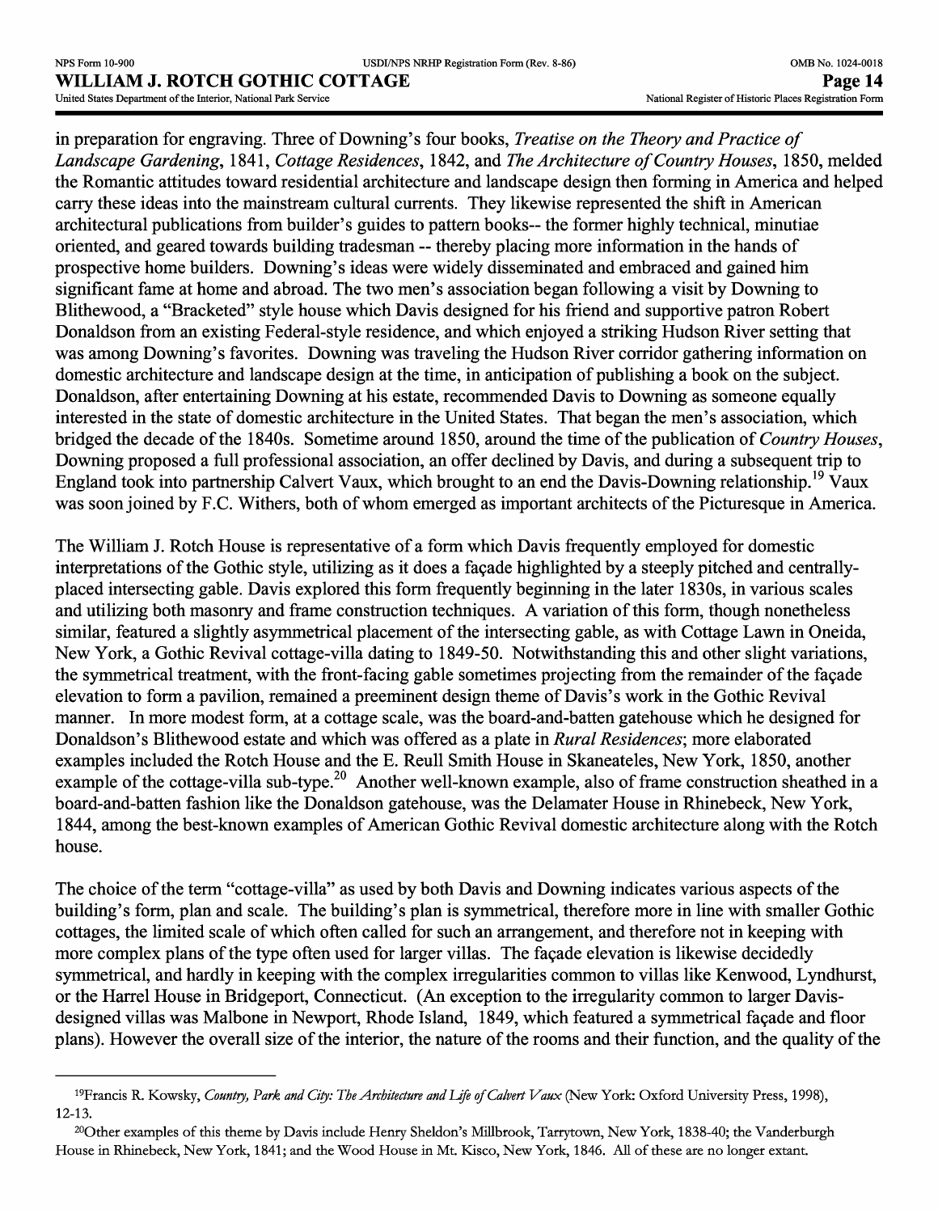in preparation for engraving. Three of Downing's four books, *Treatise on the Theory and Practice of Landscape Gardening*, 1841, *Cottage Residences*, 1842, and *The Architecture of Country Houses*, 1850, melded the Romantic attitudes toward residential architecture and landscape design then forming in America and helped carry these ideas into the mainstream cultural currents. They likewise represented the shift in American architectural publications from builder's guides to pattern books-- the former highly technical, minutiae oriented, and geared towards building tradesman -- thereby placing more information in the hands of prospective home builders. Downing's ideas were widely disseminated and embraced and gained him significant fame at home and abroad. The two men's association began following a visit by Downing to Blithewood, a "Bracketed" style house which Davis designed for his friend and supportive patron Robert Donaldson from an existing Federal-style residence, and which enjoyed a striking Hudson River setting that was among Downing's favorites. Downing was traveling the Hudson River corridor gathering information on domestic architecture and landscape design at the time, in anticipation of publishing a book on the subject. Donaldson, after entertaining Downing at his estate, recommended Davis to Downing as someone equally interested in the state of domestic architecture in the United States. That began the men's association, which bridged the decade of the 1840s. Sometime around 1850, around the time of the publication of *Country Houses*, Downing proposed a full professional association, an offer declined by Davis, and during a subsequent trip to England took into partnership Calvert Vaux, which brought to an end the Davis-Downing relationship.[19] Vaux was soon joined by F.C. Withers, both of whom emerged as important architects of the Picturesque in America.

The William J. Rotch House is representative of a form which Davis frequently employed for domestic interpretations of the Gothic style, utilizing as it does a façade highlighted by a steeply pitched and centrally-placed intersecting gable. Davis explored this form frequently beginning in the later 1830s, in various scales and utilizing both masonry and frame construction techniques. A variation of this form, though nonetheless similar, featured a slightly asymmetrical placement of the intersecting gable, as with Cottage Lawn in Oneida, New York, a Gothic Revival cottage-villa dating to 1849-50. Notwithstanding this and other slight variations, the symmetrical treatment, with the front-facing gable sometimes projecting from the remainder of the façade elevation to form a pavilion, remained a preeminent design theme of Davis's work in the Gothic Revival manner. In more modest form, at a cottage scale, was the board-and-batten gatehouse which he designed for Donaldson's Blithewood estate and which was offered as a plate in *Rural Residences*; more elaborated examples included the Rotch House and the E. Reull Smith House in Skaneateles, New York, 1850, another example of the cottage-villa sub-type.[20] Another well-known example, also of frame construction sheathed in a board-and-batten fashion like the Donaldson gatehouse, was the Delamater House in Rhinebeck, New York, 1844, among the best-known examples of American Gothic Revival domestic architecture along with the Rotch house.

The choice of the term "cottage-villa" as used by both Davis and Downing indicates various aspects of the building's form, plan and scale. The building's plan is symmetrical, therefore more in line with smaller Gothic cottages, the limited scale of which often called for such an arrangement, and therefore not in keeping with more complex plans of the type often used for larger villas. The façade elevation is likewise decidedly symmetrical, and hardly in keeping with the complex irregularities common to villas like Kenwood, Lyndhurst, or the Harrel House in Bridgeport, Connecticut. (An exception to the irregularity common to larger Davis-designed villas was Malbone in Newport, Rhode Island, 1849, which featured a symmetrical façade and floor plans). However the overall size of the interior, the nature of the rooms and their function, and the quality of the

---

[19] Francis R. Kowsky, *Country, Park and City: The Architecture and Life of Calvert Vaux* (New York: Oxford University Press, 1998), 12-13.

[20] Other examples of this theme by Davis include Henry Sheldon's Millbrook, Tarrytown, New York, 1838-40; the Vanderburgh House in Rhinebeck, New York, 1841; and the Wood House in Mt. Kisco, New York, 1846. All of these are no longer extant.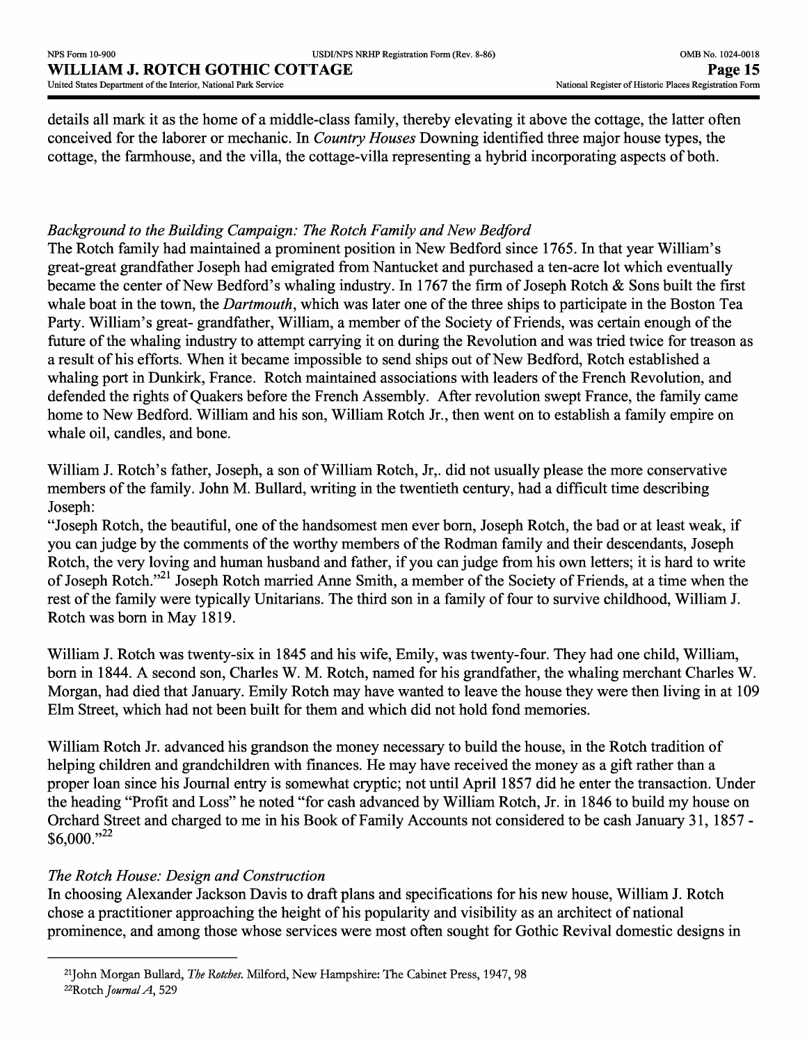details all mark it as the home of a middle-class family, thereby elevating it above the cottage, the latter often conceived for the laborer or mechanic. In *Country Houses* Downing identified three major house types, the cottage, the farmhouse, and the villa, the cottage-villa representing a hybrid incorporating aspects of both.

*Background to the Building Campaign: The Rotch Family and New Bedford*

The Rotch family had maintained a prominent position in New Bedford since 1765. In that year William's great-great grandfather Joseph had emigrated from Nantucket and purchased a ten-acre lot which eventually became the center of New Bedford's whaling industry. In 1767 the firm of Joseph Rotch & Sons built the first whale boat in the town, the *Dartmouth*, which was later one of the three ships to participate in the Boston Tea Party. William's great- grandfather, William, a member of the Society of Friends, was certain enough of the future of the whaling industry to attempt carrying it on during the Revolution and was tried twice for treason as a result of his efforts. When it became impossible to send ships out of New Bedford, Rotch established a whaling port in Dunkirk, France. Rotch maintained associations with leaders of the French Revolution, and defended the rights of Quakers before the French Assembly. After revolution swept France, the family came home to New Bedford. William and his son, William Rotch Jr., then went on to establish a family empire on whale oil, candles, and bone.

William J. Rotch's father, Joseph, a son of William Rotch, Jr,. did not usually please the more conservative members of the family. John M. Bullard, writing in the twentieth century, had a difficult time describing Joseph:

"Joseph Rotch, the beautiful, one of the handsomest men ever born, Joseph Rotch, the bad or at least weak, if you can judge by the comments of the worthy members of the Rodman family and their descendants, Joseph Rotch, the very loving and human husband and father, if you can judge from his own letters; it is hard to write of Joseph Rotch."[21] Joseph Rotch married Anne Smith, a member of the Society of Friends, at a time when the rest of the family were typically Unitarians. The third son in a family of four to survive childhood, William J. Rotch was born in May 1819.

William J. Rotch was twenty-six in 1845 and his wife, Emily, was twenty-four. They had one child, William, born in 1844. A second son, Charles W. M. Rotch, named for his grandfather, the whaling merchant Charles W. Morgan, had died that January. Emily Rotch may have wanted to leave the house they were then living in at 109 Elm Street, which had not been built for them and which did not hold fond memories.

William Rotch Jr. advanced his grandson the money necessary to build the house, in the Rotch tradition of helping children and grandchildren with finances. He may have received the money as a gift rather than a proper loan since his Journal entry is somewhat cryptic; not until April 1857 did he enter the transaction. Under the heading "Profit and Loss" he noted "for cash advanced by William Rotch, Jr. in 1846 to build my house on Orchard Street and charged to me in his Book of Family Accounts not considered to be cash January 31, 1857 - \$6,000."[22]

*The Rotch House: Design and Construction*

In choosing Alexander Jackson Davis to draft plans and specifications for his new house, William J. Rotch chose a practitioner approaching the height of his popularity and visibility as an architect of national prominence, and among those whose services were most often sought for Gothic Revival domestic designs in

---

[21] John Morgan Bullard, *The Rotches*. Milford, New Hampshire: The Cabinet Press, 1947, 98

[22] Rotch *Journal A*, 529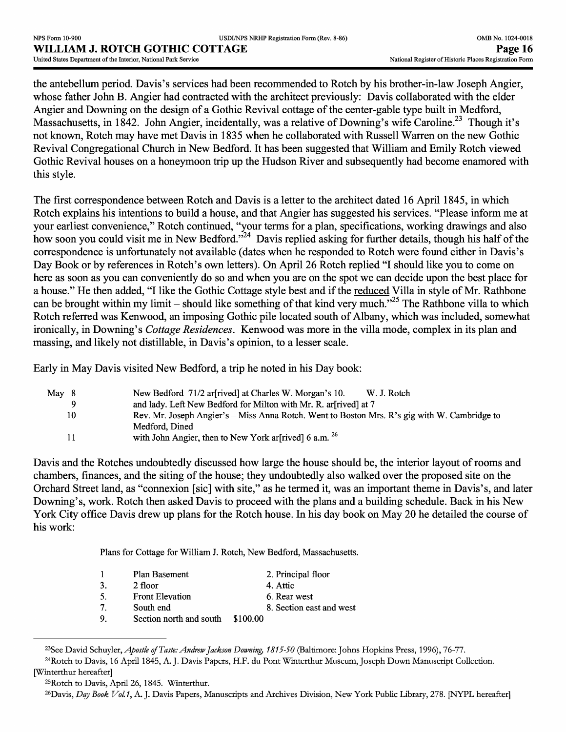the antebellum period. Davis's services had been recommended to Rotch by his brother-in-law Joseph Angier, whose father John B. Angier had contracted with the architect previously: Davis collaborated with the elder Angier and Downing on the design of a Gothic Revival cottage of the center-gable type built in Medford, Massachusetts, in 1842. John Angier, incidentally, was a relative of Downing's wife Caroline.[23] Though it's not known, Rotch may have met Davis in 1835 when he collaborated with Russell Warren on the new Gothic Revival Congregational Church in New Bedford. It has been suggested that William and Emily Rotch viewed Gothic Revival houses on a honeymoon trip up the Hudson River and subsequently had become enamored with this style.

The first correspondence between Rotch and Davis is a letter to the architect dated 16 April 1845, in which Rotch explains his intentions to build a house, and that Angier has suggested his services. "Please inform me at your earliest convenience," Rotch continued, "your terms for a plan, specifications, working drawings and also how soon you could visit me in New Bedford."[24] Davis replied asking for further details, though his half of the correspondence is unfortunately not available (dates when he responded to Rotch were found either in Davis's Day Book or by references in Rotch's own letters). On April 26 Rotch replied "I should like you to come on here as soon as you can conveniently do so and when you are on the spot we can decide upon the best place for a house." He then added, "I like the Gothic Cottage style best and if the <u>reduced</u> Villa in style of Mr. Rathbone can be brought within my limit – should like something of that kind very much."[25] The Rathbone villa to which Rotch referred was Kenwood, an imposing Gothic pile located south of Albany, which was included, somewhat ironically, in Downing's *Cottage Residences*. Kenwood was more in the villa mode, complex in its plan and massing, and likely not distillable, in Davis's opinion, to a lesser scale.

Early in May Davis visited New Bedford, a trip he noted in his Day book:

> May 8 — New Bedford 71/2 ar[rived] at Charles W. Morgan's 10. W. J. Rotch
> 9 — and lady. Left New Bedford for Milton with Mr. R. ar[rived] at 7
> 10 — Rev. Mr. Joseph Angier's – Miss Anna Rotch. Went to Boston Mrs. R's gig with W. Cambridge to Medford, Dined
> 11 — with John Angier, then to New York ar[rived] 6 a.m. [26]

Davis and the Rotches undoubtedly discussed how large the house should be, the interior layout of rooms and chambers, finances, and the siting of the house; they undoubtedly also walked over the proposed site on the Orchard Street land, as "connexion [sic] with site," as he termed it, was an important theme in Davis's, and later Downing's, work. Rotch then asked Davis to proceed with the plans and a building schedule. Back in his New York City office Davis drew up plans for the Rotch house. In his day book on May 20 he detailed the course of his work:

> Plans for Cottage for William J. Rotch, New Bedford, Massachusetts.
>
> 1 Plan Basement — 2. Principal floor
> 3. 2 floor — 4. Attic
> 5. Front Elevation — 6. Rear west
> 7. South end — 8. Section east and west
> 9. Section north and south $100.00

---

[23] See David Schuyler, *Apostle of Taste: Andrew Jackson Downing, 1815-50* (Baltimore: Johns Hopkins Press, 1996), 76-77.

[24] Rotch to Davis, 16 April 1845, A. J. Davis Papers, H.F. du Pont Winterthur Museum, Joseph Down Manuscript Collection. [Winterthur hereafter]

[25] Rotch to Davis, April 26, 1845. Winterthur.

[26] Davis, *Day Book Vol.1*, A. J. Davis Papers, Manuscripts and Archives Division, New York Public Library, 278. [NYPL hereafter]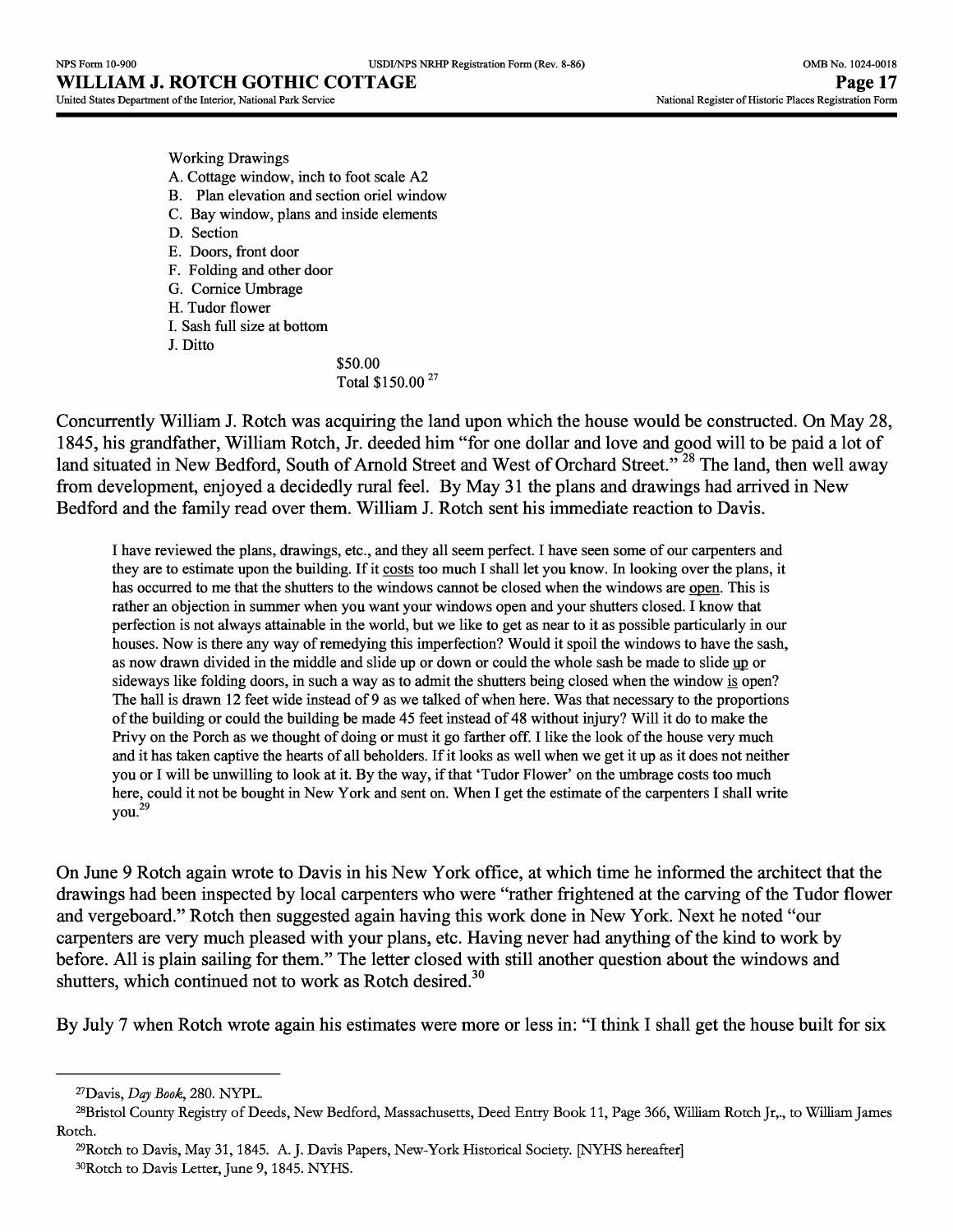Working Drawings

A. Cottage window, inch to foot scale A2
B. Plan elevation and section oriel window
C. Bay window, plans and inside elements
D. Section
E. Doors, front door
F. Folding and other door
G. Cornice Umbrage
H. Tudor flower
I. Sash full size at bottom
J. Ditto

$50.00
Total $150.00 [27]

Concurrently William J. Rotch was acquiring the land upon which the house would be constructed. On May 28, 1845, his grandfather, William Rotch, Jr. deeded him "for one dollar and love and good will to be paid a lot of land situated in New Bedford, South of Arnold Street and West of Orchard Street." [28] The land, then well away from development, enjoyed a decidedly rural feel. By May 31 the plans and drawings had arrived in New Bedford and the family read over them. William J. Rotch sent his immediate reaction to Davis.

> I have reviewed the plans, drawings, etc., and they all seem perfect. I have seen some of our carpenters and they are to estimate upon the building. If it costs too much I shall let you know. In looking over the plans, it has occurred to me that the shutters to the windows cannot be closed when the windows are open. This is rather an objection in summer when you want your windows open and your shutters closed. I know that perfection is not always attainable in the world, but we like to get as near to it as possible particularly in our houses. Now is there any way of remedying this imperfection? Would it spoil the windows to have the sash, as now drawn divided in the middle and slide up or down or could the whole sash be made to slide up or sideways like folding doors, in such a way as to admit the shutters being closed when the window is open? The hall is drawn 12 feet wide instead of 9 as we talked of when here. Was that necessary to the proportions of the building or could the building be made 45 feet instead of 48 without injury? Will it do to make the Privy on the Porch as we thought of doing or must it go farther off. I like the look of the house very much and it has taken captive the hearts of all beholders. If it looks as well when we get it up as it does not neither you or I will be unwilling to look at it. By the way, if that 'Tudor Flower' on the umbrage costs too much here, could it not be bought in New York and sent on. When I get the estimate of the carpenters I shall write you.[29]

On June 9 Rotch again wrote to Davis in his New York office, at which time he informed the architect that the drawings had been inspected by local carpenters who were "rather frightened at the carving of the Tudor flower and vergeboard." Rotch then suggested again having this work done in New York. Next he noted "our carpenters are very much pleased with your plans, etc. Having never had anything of the kind to work by before. All is plain sailing for them." The letter closed with still another question about the windows and shutters, which continued not to work as Rotch desired.[30]

By July 7 when Rotch wrote again his estimates were more or less in: "I think I shall get the house built for six

---

[27] Davis, *Day Book*, 280. NYPL.

[28] Bristol County Registry of Deeds, New Bedford, Massachusetts, Deed Entry Book 11, Page 366, William Rotch Jr,., to William James Rotch.

[29] Rotch to Davis, May 31, 1845. A. J. Davis Papers, New-York Historical Society. [NYHS hereafter]

[30] Rotch to Davis Letter, June 9, 1845. NYHS.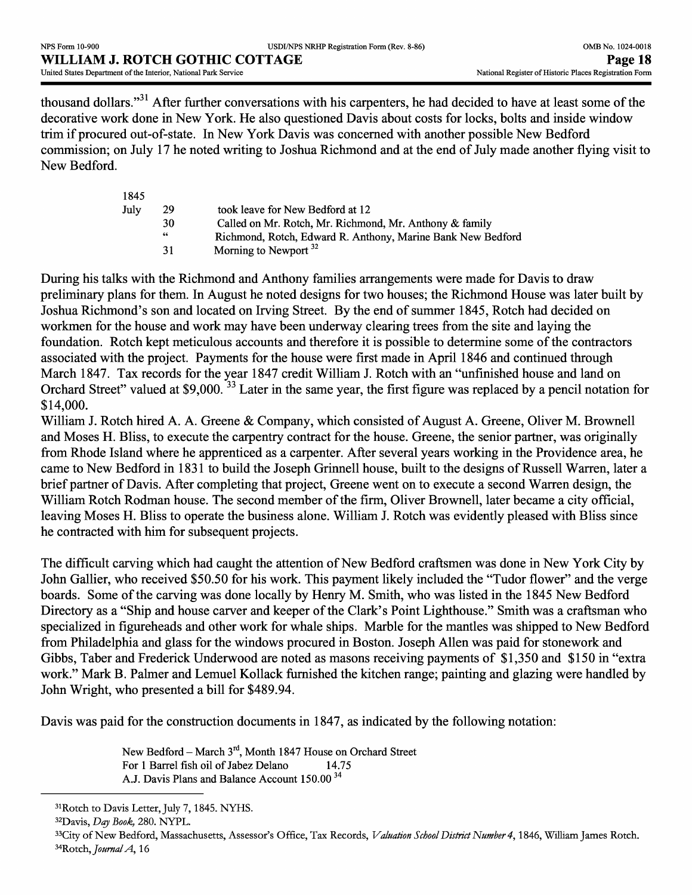thousand dollars."[31] After further conversations with his carpenters, he had decided to have at least some of the decorative work done in New York. He also questioned Davis about costs for locks, bolts and inside window trim if procured out-of-state. In New York Davis was concerned with another possible New Bedford commission; on July 17 he noted writing to Joshua Richmond and at the end of July made another flying visit to New Bedford.

| 1845 | | |
|---|---|---|
| July | 29 | took leave for New Bedford at 12 |
| | 30 | Called on Mr. Rotch, Mr. Richmond, Mr. Anthony & family |
| | " | Richmond, Rotch, Edward R. Anthony, Marine Bank New Bedford |
| | 31 | Morning to Newport [32] |

During his talks with the Richmond and Anthony families arrangements were made for Davis to draw preliminary plans for them. In August he noted designs for two houses; the Richmond House was later built by Joshua Richmond's son and located on Irving Street. By the end of summer 1845, Rotch had decided on workmen for the house and work may have been underway clearing trees from the site and laying the foundation. Rotch kept meticulous accounts and therefore it is possible to determine some of the contractors associated with the project. Payments for the house were first made in April 1846 and continued through March 1847. Tax records for the year 1847 credit William J. Rotch with an "unfinished house and land on Orchard Street" valued at $9,000. [33] Later in the same year, the first figure was replaced by a pencil notation for $14,000.

William J. Rotch hired A. A. Greene & Company, which consisted of August A. Greene, Oliver M. Brownell and Moses H. Bliss, to execute the carpentry contract for the house. Greene, the senior partner, was originally from Rhode Island where he apprenticed as a carpenter. After several years working in the Providence area, he came to New Bedford in 1831 to build the Joseph Grinnell house, built to the designs of Russell Warren, later a brief partner of Davis. After completing that project, Greene went on to execute a second Warren design, the William Rotch Rodman house. The second member of the firm, Oliver Brownell, later became a city official, leaving Moses H. Bliss to operate the business alone. William J. Rotch was evidently pleased with Bliss since he contracted with him for subsequent projects.

The difficult carving which had caught the attention of New Bedford craftsmen was done in New York City by John Gallier, who received $50.50 for his work. This payment likely included the "Tudor flower" and the verge boards. Some of the carving was done locally by Henry M. Smith, who was listed in the 1845 New Bedford Directory as a "Ship and house carver and keeper of the Clark's Point Lighthouse." Smith was a craftsman who specialized in figureheads and other work for whale ships. Marble for the mantles was shipped to New Bedford from Philadelphia and glass for the windows procured in Boston. Joseph Allen was paid for stonework and Gibbs, Taber and Frederick Underwood are noted as masons receiving payments of $1,350 and $150 in "extra work." Mark B. Palmer and Lemuel Kollack furnished the kitchen range; painting and glazing were handled by John Wright, who presented a bill for $489.94.

Davis was paid for the construction documents in 1847, as indicated by the following notation:

> New Bedford – March 3rd, Month 1847 House on Orchard Street
> For 1 Barrel fish oil of Jabez Delano 14.75
> A.J. Davis Plans and Balance Account 150.00 [34]

---

[31] Rotch to Davis Letter, July 7, 1845. NYHS.

[32] Davis, *Day Book,* 280. NYPL.

[33] City of New Bedford, Massachusetts, Assessor's Office, Tax Records, *Valuation School District Number 4*, 1846, William James Rotch.

[34] Rotch, *Journal A*, 16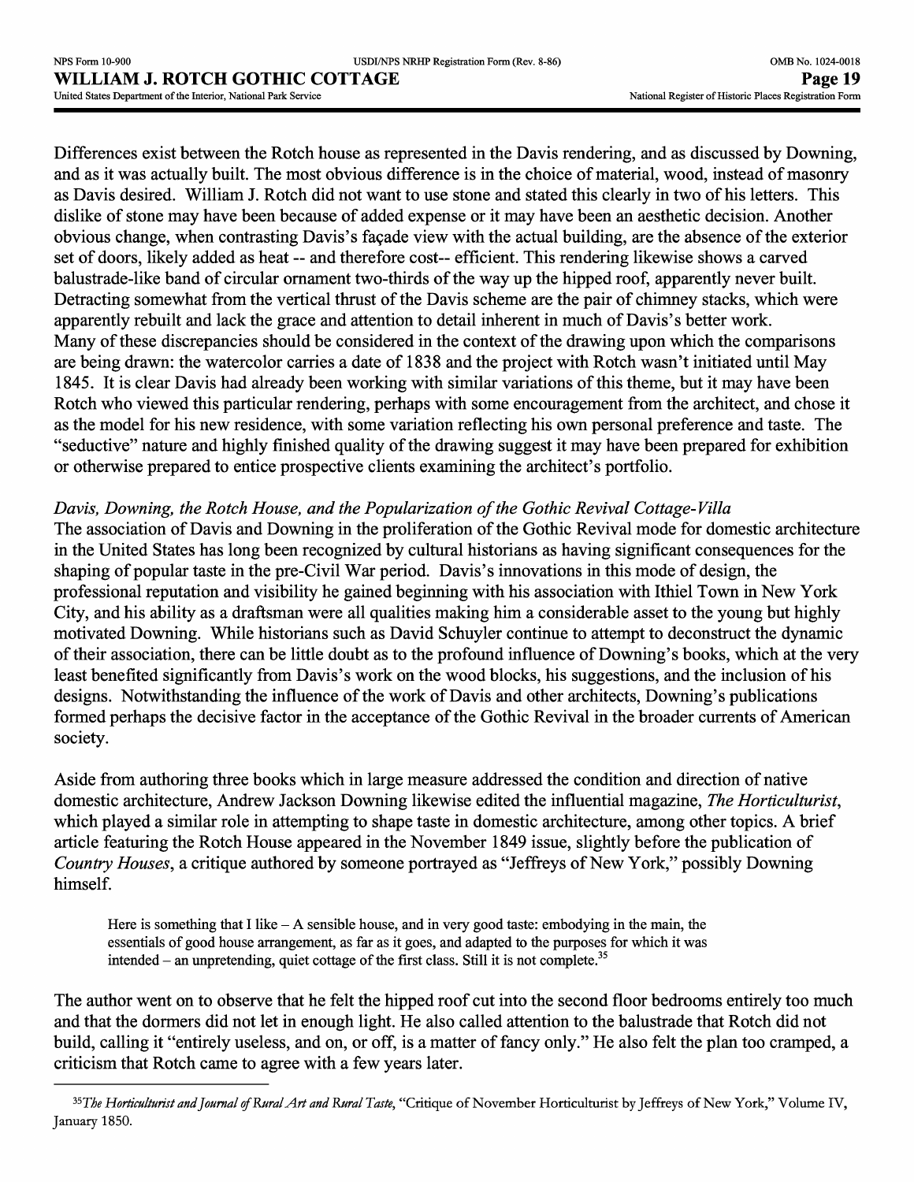Differences exist between the Rotch house as represented in the Davis rendering, and as discussed by Downing, and as it was actually built. The most obvious difference is in the choice of material, wood, instead of masonry as Davis desired. William J. Rotch did not want to use stone and stated this clearly in two of his letters. This dislike of stone may have been because of added expense or it may have been an aesthetic decision. Another obvious change, when contrasting Davis's façade view with the actual building, are the absence of the exterior set of doors, likely added as heat -- and therefore cost-- efficient. This rendering likewise shows a carved balustrade-like band of circular ornament two-thirds of the way up the hipped roof, apparently never built. Detracting somewhat from the vertical thrust of the Davis scheme are the pair of chimney stacks, which were apparently rebuilt and lack the grace and attention to detail inherent in much of Davis's better work.
Many of these discrepancies should be considered in the context of the drawing upon which the comparisons are being drawn: the watercolor carries a date of 1838 and the project with Rotch wasn't initiated until May 1845. It is clear Davis had already been working with similar variations of this theme, but it may have been Rotch who viewed this particular rendering, perhaps with some encouragement from the architect, and chose it as the model for his new residence, with some variation reflecting his own personal preference and taste. The "seductive" nature and highly finished quality of the drawing suggest it may have been prepared for exhibition or otherwise prepared to entice prospective clients examining the architect's portfolio.

*Davis, Downing, the Rotch House, and the Popularization of the Gothic Revival Cottage-Villa*

The association of Davis and Downing in the proliferation of the Gothic Revival mode for domestic architecture in the United States has long been recognized by cultural historians as having significant consequences for the shaping of popular taste in the pre-Civil War period. Davis's innovations in this mode of design, the professional reputation and visibility he gained beginning with his association with Ithiel Town in New York City, and his ability as a draftsman were all qualities making him a considerable asset to the young but highly motivated Downing. While historians such as David Schuyler continue to attempt to deconstruct the dynamic of their association, there can be little doubt as to the profound influence of Downing's books, which at the very least benefited significantly from Davis's work on the wood blocks, his suggestions, and the inclusion of his designs. Notwithstanding the influence of the work of Davis and other architects, Downing's publications formed perhaps the decisive factor in the acceptance of the Gothic Revival in the broader currents of American society.

Aside from authoring three books which in large measure addressed the condition and direction of native domestic architecture, Andrew Jackson Downing likewise edited the influential magazine, *The Horticulturist*, which played a similar role in attempting to shape taste in domestic architecture, among other topics. A brief article featuring the Rotch House appeared in the November 1849 issue, slightly before the publication of *Country Houses*, a critique authored by someone portrayed as "Jeffreys of New York," possibly Downing himself.

> Here is something that I like – A sensible house, and in very good taste: embodying in the main, the essentials of good house arrangement, as far as it goes, and adapted to the purposes for which it was intended – an unpretending, quiet cottage of the first class. Still it is not complete.[35]

The author went on to observe that he felt the hipped roof cut into the second floor bedrooms entirely too much and that the dormers did not let in enough light. He also called attention to the balustrade that Rotch did not build, calling it "entirely useless, and on, or off, is a matter of fancy only." He also felt the plan too cramped, a criticism that Rotch came to agree with a few years later.

[35] *The Horticulturist and Journal of Rural Art and Rural Taste*, "Critique of November Horticulturist by Jeffreys of New York," Volume IV, January 1850.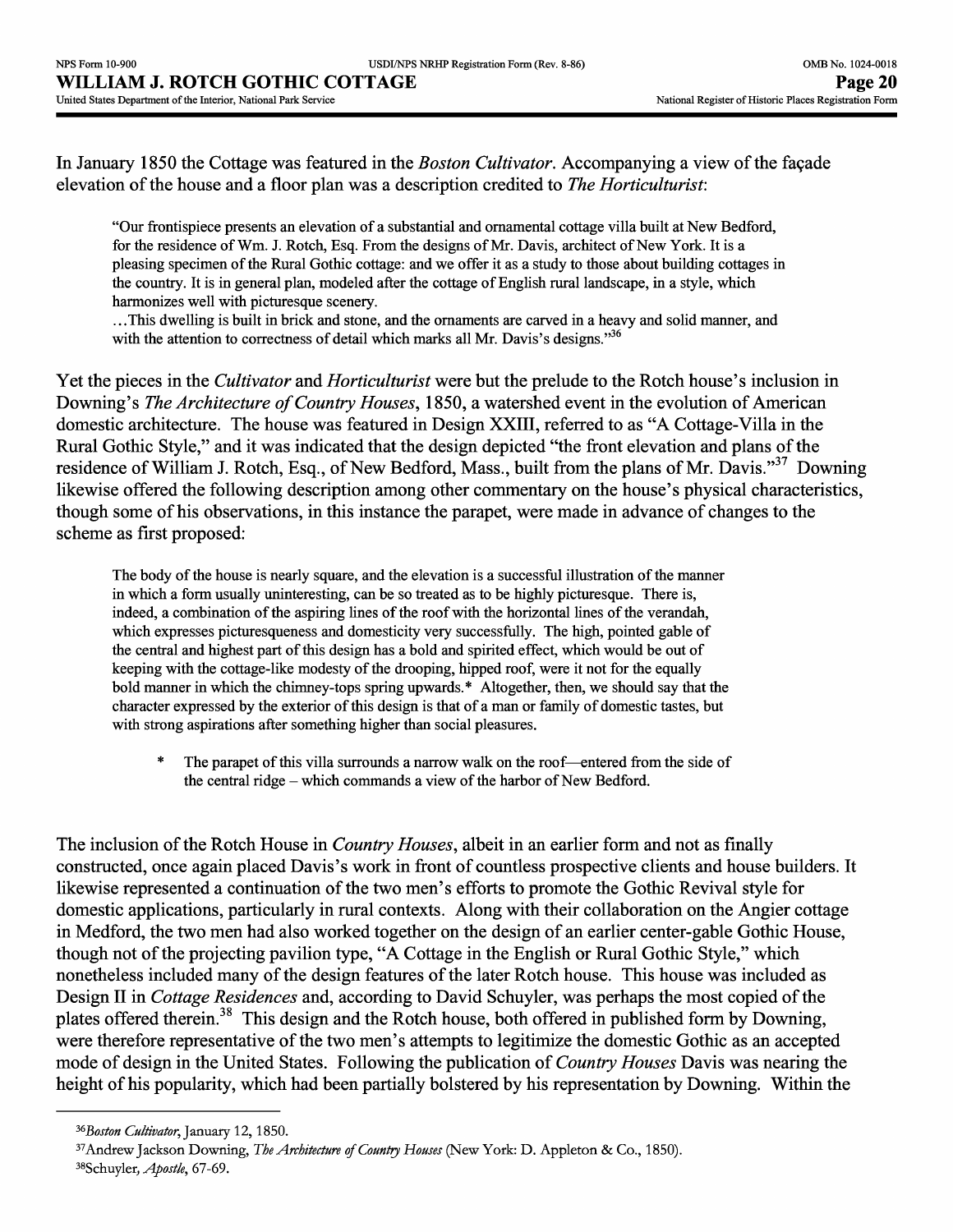In January 1850 the Cottage was featured in the *Boston Cultivator*. Accompanying a view of the façade elevation of the house and a floor plan was a description credited to *The Horticulturist*:

> "Our frontispiece presents an elevation of a substantial and ornamental cottage villa built at New Bedford, for the residence of Wm. J. Rotch, Esq. From the designs of Mr. Davis, architect of New York. It is a pleasing specimen of the Rural Gothic cottage: and we offer it as a study to those about building cottages in the country. It is in general plan, modeled after the cottage of English rural landscape, in a style, which harmonizes well with picturesque scenery.
> …This dwelling is built in brick and stone, and the ornaments are carved in a heavy and solid manner, and with the attention to correctness of detail which marks all Mr. Davis's designs."[36]

Yet the pieces in the *Cultivator* and *Horticulturist* were but the prelude to the Rotch house's inclusion in Downing's *The Architecture of Country Houses*, 1850, a watershed event in the evolution of American domestic architecture. The house was featured in Design XXIII, referred to as "A Cottage-Villa in the Rural Gothic Style," and it was indicated that the design depicted "the front elevation and plans of the residence of William J. Rotch, Esq., of New Bedford, Mass., built from the plans of Mr. Davis."[37] Downing likewise offered the following description among other commentary on the house's physical characteristics, though some of his observations, in this instance the parapet, were made in advance of changes to the scheme as first proposed:

> The body of the house is nearly square, and the elevation is a successful illustration of the manner in which a form usually uninteresting, can be so treated as to be highly picturesque. There is, indeed, a combination of the aspiring lines of the roof with the horizontal lines of the verandah, which expresses picturesqueness and domesticity very successfully. The high, pointed gable of the central and highest part of this design has a bold and spirited effect, which would be out of keeping with the cottage-like modesty of the drooping, hipped roof, were it not for the equally bold manner in which the chimney-tops spring upwards.* Altogether, then, we should say that the character expressed by the exterior of this design is that of a man or family of domestic tastes, but with strong aspirations after something higher than social pleasures.
>
> \* The parapet of this villa surrounds a narrow walk on the roof—entered from the side of the central ridge – which commands a view of the harbor of New Bedford.

The inclusion of the Rotch House in *Country Houses*, albeit in an earlier form and not as finally constructed, once again placed Davis's work in front of countless prospective clients and house builders. It likewise represented a continuation of the two men's efforts to promote the Gothic Revival style for domestic applications, particularly in rural contexts. Along with their collaboration on the Angier cottage in Medford, the two men had also worked together on the design of an earlier center-gable Gothic House, though not of the projecting pavilion type, "A Cottage in the English or Rural Gothic Style," which nonetheless included many of the design features of the later Rotch house. This house was included as Design II in *Cottage Residences* and, according to David Schuyler, was perhaps the most copied of the plates offered therein.[38] This design and the Rotch house, both offered in published form by Downing, were therefore representative of the two men's attempts to legitimize the domestic Gothic as an accepted mode of design in the United States. Following the publication of *Country Houses* Davis was nearing the height of his popularity, which had been partially bolstered by his representation by Downing. Within the

---

[36] *Boston Cultivator*, January 12, 1850.

[37] Andrew Jackson Downing, *The Architecture of Country Houses* (New York: D. Appleton & Co., 1850).

[38] Schuyler, *Apostle*, 67-69.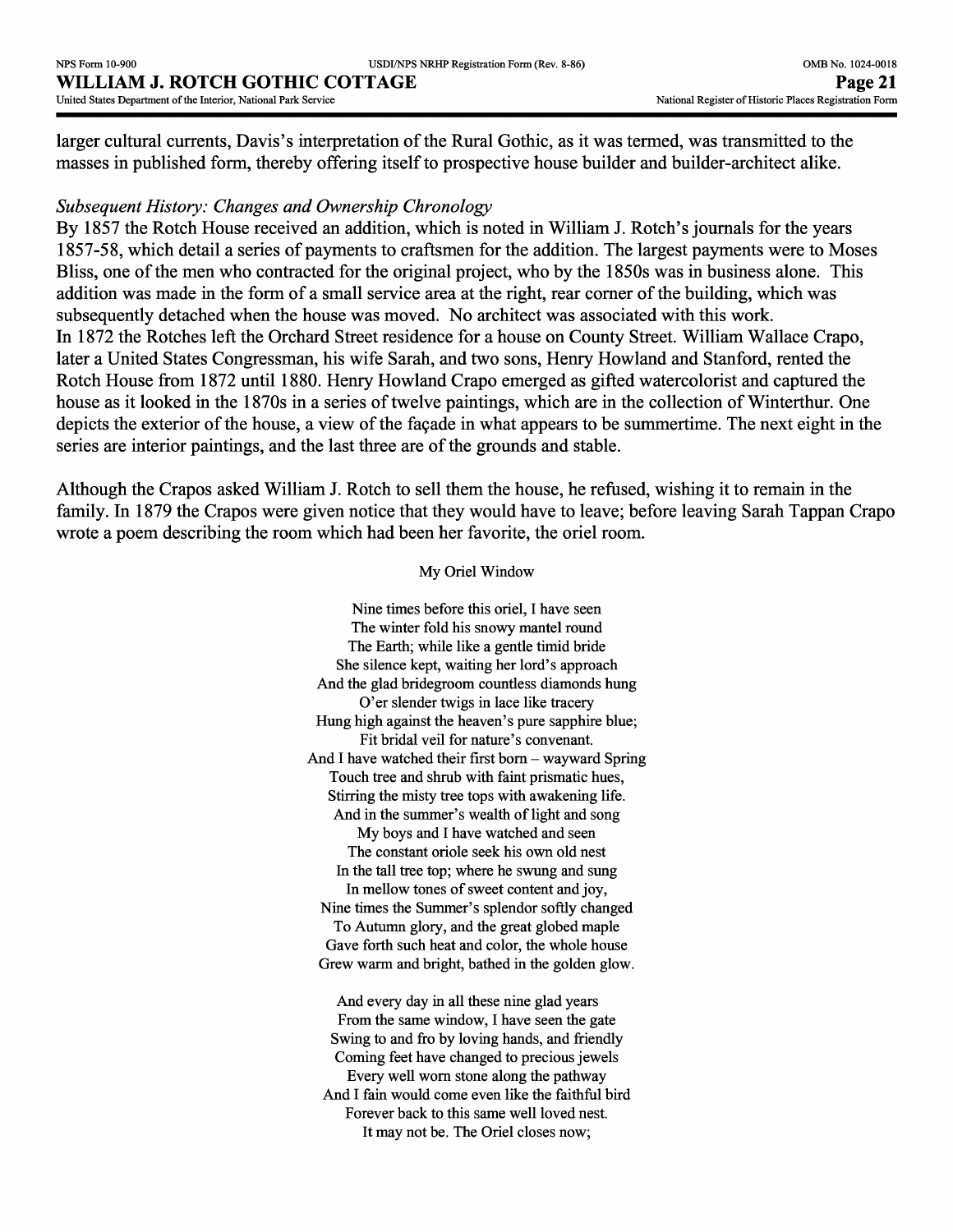larger cultural currents, Davis's interpretation of the Rural Gothic, as it was termed, was transmitted to the masses in published form, thereby offering itself to prospective house builder and builder-architect alike.

*Subsequent History: Changes and Ownership Chronology*

By 1857 the Rotch House received an addition, which is noted in William J. Rotch's journals for the years 1857-58, which detail a series of payments to craftsmen for the addition. The largest payments were to Moses Bliss, one of the men who contracted for the original project, who by the 1850s was in business alone. This addition was made in the form of a small service area at the right, rear corner of the building, which was subsequently detached when the house was moved. No architect was associated with this work.

In 1872 the Rotches left the Orchard Street residence for a house on County Street. William Wallace Crapo, later a United States Congressman, his wife Sarah, and two sons, Henry Howland and Stanford, rented the Rotch House from 1872 until 1880. Henry Howland Crapo emerged as gifted watercolorist and captured the house as it looked in the 1870s in a series of twelve paintings, which are in the collection of Winterthur. One depicts the exterior of the house, a view of the façade in what appears to be summertime. The next eight in the series are interior paintings, and the last three are of the grounds and stable.

Although the Crapos asked William J. Rotch to sell them the house, he refused, wishing it to remain in the family. In 1879 the Crapos were given notice that they would have to leave; before leaving Sarah Tappan Crapo wrote a poem describing the room which had been her favorite, the oriel room.

My Oriel Window

Nine times before this oriel, I have seen
The winter fold his snowy mantel round
The Earth; while like a gentle timid bride
She silence kept, waiting her lord's approach
And the glad bridegroom countless diamonds hung
O'er slender twigs in lace like tracery
Hung high against the heaven's pure sapphire blue;
Fit bridal veil for nature's convenant.
And I have watched their first born – wayward Spring
Touch tree and shrub with faint prismatic hues,
Stirring the misty tree tops with awakening life.
And in the summer's wealth of light and song
My boys and I have watched and seen
The constant oriole seek his own old nest
In the tall tree top; where he swung and sung
In mellow tones of sweet content and joy,
Nine times the Summer's splendor softly changed
To Autumn glory, and the great globed maple
Gave forth such heat and color, the whole house
Grew warm and bright, bathed in the golden glow.

And every day in all these nine glad years
From the same window, I have seen the gate
Swing to and fro by loving hands, and friendly
Coming feet have changed to precious jewels
Every well worn stone along the pathway
And I fain would come even like the faithful bird
Forever back to this same well loved nest.
It may not be. The Oriel closes now;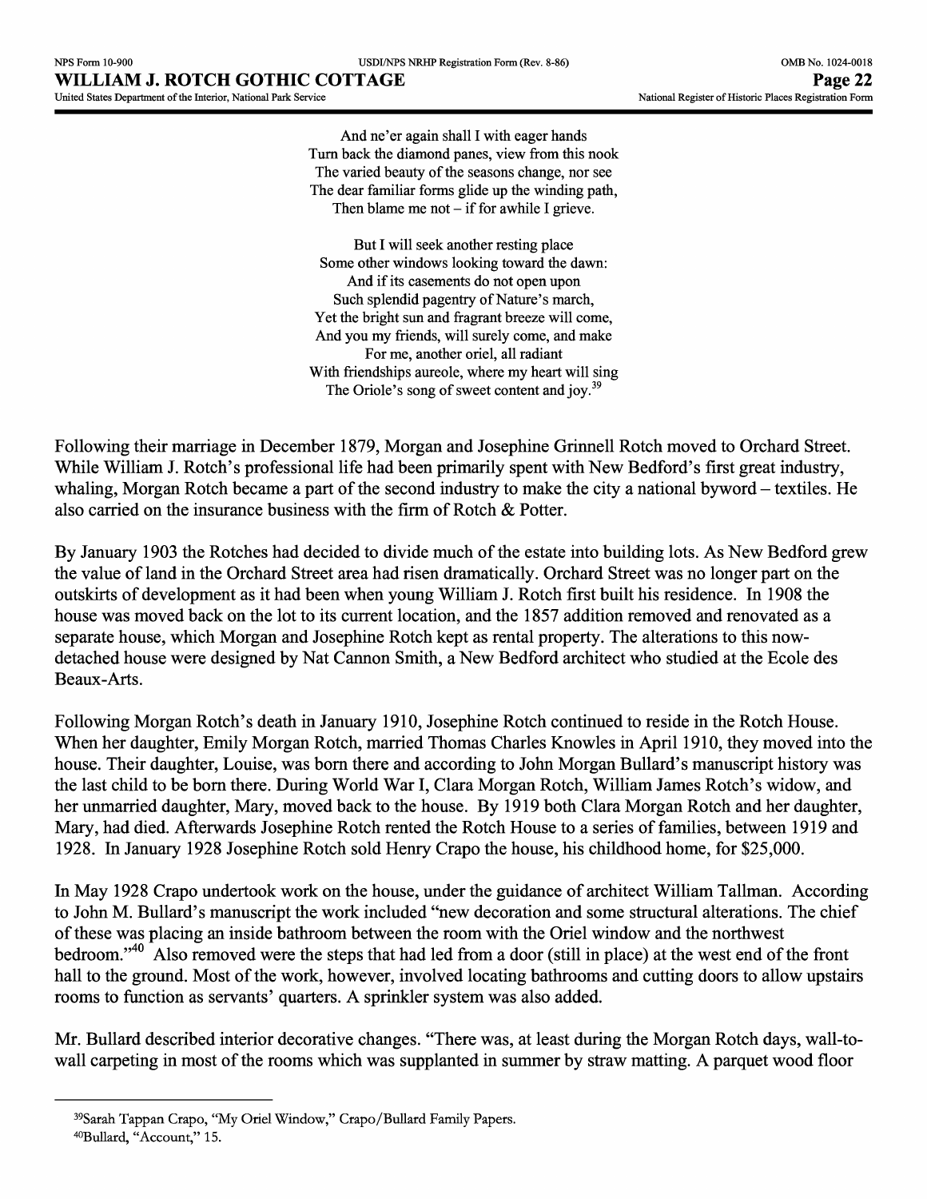And ne'er again shall I with eager hands  
Turn back the diamond panes, view from this nook  
The varied beauty of the seasons change, nor see  
The dear familiar forms glide up the winding path,  
Then blame me not – if for awhile I grieve.

But I will seek another resting place  
Some other windows looking toward the dawn:  
And if its casements do not open upon  
Such splendid pagentry of Nature's march,  
Yet the bright sun and fragrant breeze will come,  
And you my friends, will surely come, and make  
For me, another oriel, all radiant  
With friendships aureole, where my heart will sing  
The Oriole's song of sweet content and joy.[39]

Following their marriage in December 1879, Morgan and Josephine Grinnell Rotch moved to Orchard Street. While William J. Rotch's professional life had been primarily spent with New Bedford's first great industry, whaling, Morgan Rotch became a part of the second industry to make the city a national byword – textiles. He also carried on the insurance business with the firm of Rotch & Potter.

By January 1903 the Rotches had decided to divide much of the estate into building lots. As New Bedford grew the value of land in the Orchard Street area had risen dramatically. Orchard Street was no longer part on the outskirts of development as it had been when young William J. Rotch first built his residence. In 1908 the house was moved back on the lot to its current location, and the 1857 addition removed and renovated as a separate house, which Morgan and Josephine Rotch kept as rental property. The alterations to this now-detached house were designed by Nat Cannon Smith, a New Bedford architect who studied at the Ecole des Beaux-Arts.

Following Morgan Rotch's death in January 1910, Josephine Rotch continued to reside in the Rotch House. When her daughter, Emily Morgan Rotch, married Thomas Charles Knowles in April 1910, they moved into the house. Their daughter, Louise, was born there and according to John Morgan Bullard's manuscript history was the last child to be born there. During World War I, Clara Morgan Rotch, William James Rotch's widow, and her unmarried daughter, Mary, moved back to the house. By 1919 both Clara Morgan Rotch and her daughter, Mary, had died. Afterwards Josephine Rotch rented the Rotch House to a series of families, between 1919 and 1928. In January 1928 Josephine Rotch sold Henry Crapo the house, his childhood home, for $25,000.

In May 1928 Crapo undertook work on the house, under the guidance of architect William Tallman. According to John M. Bullard's manuscript the work included "new decoration and some structural alterations. The chief of these was placing an inside bathroom between the room with the Oriel window and the northwest bedroom."[40] Also removed were the steps that had led from a door (still in place) at the west end of the front hall to the ground. Most of the work, however, involved locating bathrooms and cutting doors to allow upstairs rooms to function as servants' quarters. A sprinkler system was also added.

Mr. Bullard described interior decorative changes. "There was, at least during the Morgan Rotch days, wall-to-wall carpeting in most of the rooms which was supplanted in summer by straw matting. A parquet wood floor

---

[39] Sarah Tappan Crapo, "My Oriel Window," Crapo/Bullard Family Papers.

[40] Bullard, "Account," 15.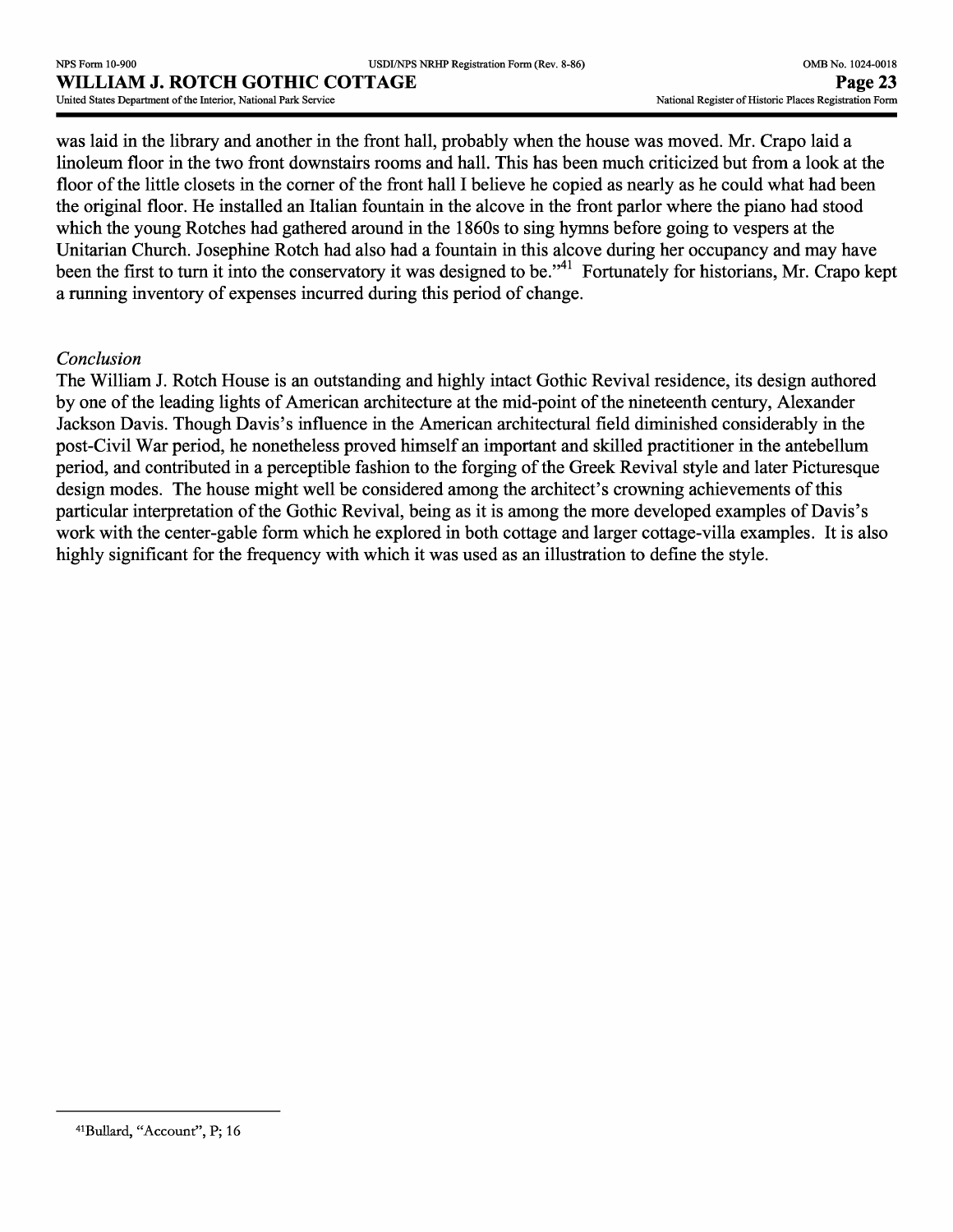was laid in the library and another in the front hall, probably when the house was moved. Mr. Crapo laid a linoleum floor in the two front downstairs rooms and hall. This has been much criticized but from a look at the floor of the little closets in the corner of the front hall I believe he copied as nearly as he could what had been the original floor. He installed an Italian fountain in the alcove in the front parlor where the piano had stood which the young Rotches had gathered around in the 1860s to sing hymns before going to vespers at the Unitarian Church. Josephine Rotch had also had a fountain in this alcove during her occupancy and may have been the first to turn it into the conservatory it was designed to be."[41] Fortunately for historians, Mr. Crapo kept a running inventory of expenses incurred during this period of change.

*Conclusion*

The William J. Rotch House is an outstanding and highly intact Gothic Revival residence, its design authored by one of the leading lights of American architecture at the mid-point of the nineteenth century, Alexander Jackson Davis. Though Davis's influence in the American architectural field diminished considerably in the post-Civil War period, he nonetheless proved himself an important and skilled practitioner in the antebellum period, and contributed in a perceptible fashion to the forging of the Greek Revival style and later Picturesque design modes. The house might well be considered among the architect's crowning achievements of this particular interpretation of the Gothic Revival, being as it is among the more developed examples of Davis's work with the center-gable form which he explored in both cottage and larger cottage-villa examples. It is also highly significant for the frequency with which it was used as an illustration to define the style.

---

[41] Bullard, "Account", P; 16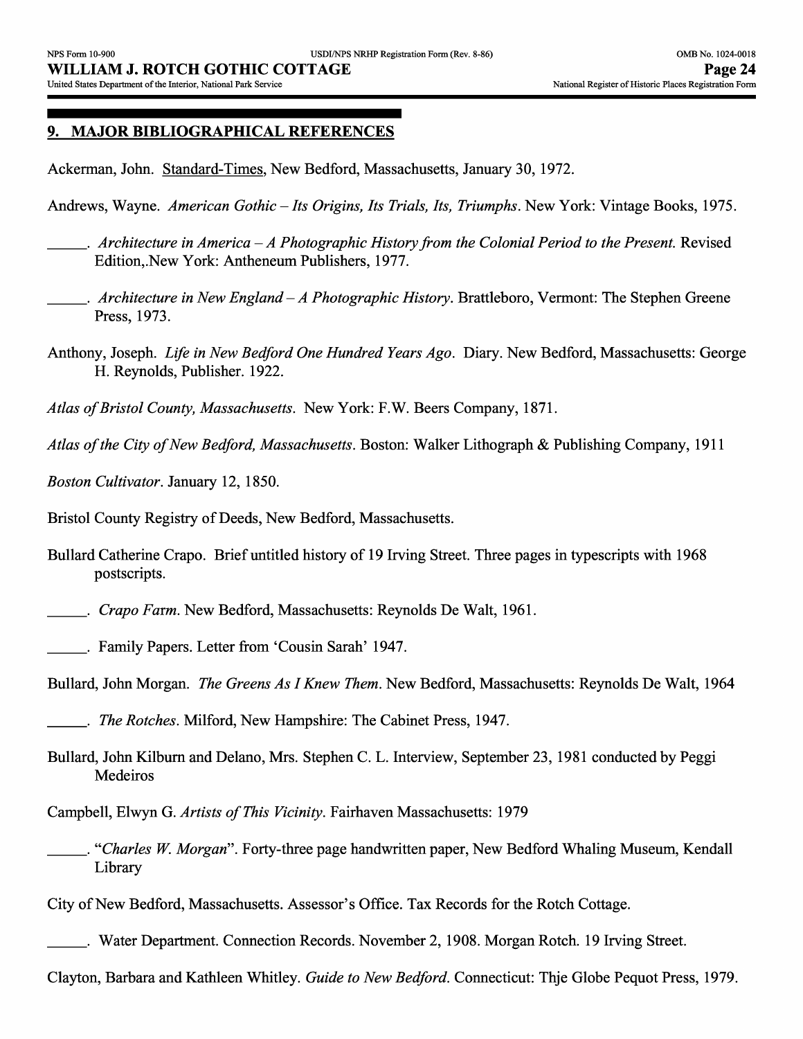## 9. MAJOR BIBLIOGRAPHICAL REFERENCES

Ackerman, John. Standard-Times, New Bedford, Massachusetts, January 30, 1972.

Andrews, Wayne. *American Gothic – Its Origins, Its Trials, Its, Triumphs*. New York: Vintage Books, 1975.

_____. *Architecture in America – A Photographic History from the Colonial Period to the Present.* Revised Edition,.New York: Antheneum Publishers, 1977.

_____. *Architecture in New England – A Photographic History*. Brattleboro, Vermont: The Stephen Greene Press, 1973.

Anthony, Joseph. *Life in New Bedford One Hundred Years Ago*. Diary. New Bedford, Massachusetts: George H. Reynolds, Publisher. 1922.

*Atlas of Bristol County, Massachusetts*. New York: F.W. Beers Company, 1871.

*Atlas of the City of New Bedford, Massachusetts*. Boston: Walker Lithograph & Publishing Company, 1911

*Boston Cultivator*. January 12, 1850.

Bristol County Registry of Deeds, New Bedford, Massachusetts.

Bullard Catherine Crapo. Brief untitled history of 19 Irving Street. Three pages in typescripts with 1968 postscripts.

_____. *Crapo Farm*. New Bedford, Massachusetts: Reynolds De Walt, 1961.

_____. Family Papers. Letter from 'Cousin Sarah' 1947.

Bullard, John Morgan. *The Greens As I Knew Them*. New Bedford, Massachusetts: Reynolds De Walt, 1964

_____. *The Rotches*. Milford, New Hampshire: The Cabinet Press, 1947.

Bullard, John Kilburn and Delano, Mrs. Stephen C. L. Interview, September 23, 1981 conducted by Peggi Medeiros

Campbell, Elwyn G. *Artists of This Vicinity*. Fairhaven Massachusetts: 1979

_____. "*Charles W. Morgan*". Forty-three page handwritten paper, New Bedford Whaling Museum, Kendall Library

City of New Bedford, Massachusetts. Assessor's Office. Tax Records for the Rotch Cottage.

_____. Water Department. Connection Records. November 2, 1908. Morgan Rotch. 19 Irving Street.

Clayton, Barbara and Kathleen Whitley. *Guide to New Bedford*. Connecticut: Thje Globe Pequot Press, 1979.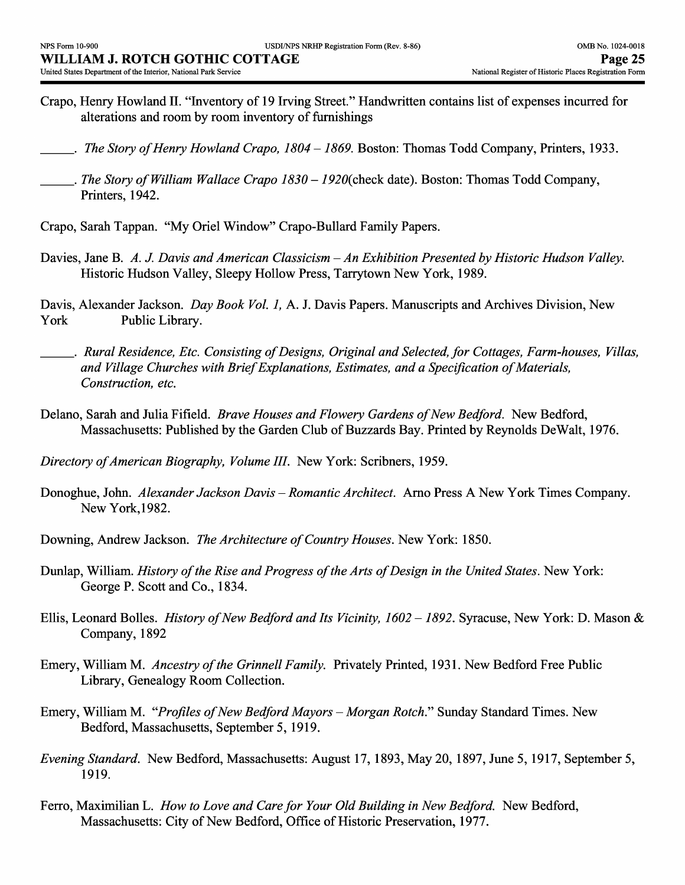Crapo, Henry Howland II. "Inventory of 19 Irving Street." Handwritten contains list of expenses incurred for alterations and room by room inventory of furnishings

\_\_\_\_\_. *The Story of Henry Howland Crapo, 1804 – 1869.* Boston: Thomas Todd Company, Printers, 1933.

\_\_\_\_\_. *The Story of William Wallace Crapo 1830 – 1920*(check date). Boston: Thomas Todd Company, Printers, 1942.

Crapo, Sarah Tappan. "My Oriel Window" Crapo-Bullard Family Papers.

Davies, Jane B. *A. J. Davis and American Classicism – An Exhibition Presented by Historic Hudson Valley.* Historic Hudson Valley, Sleepy Hollow Press, Tarrytown New York, 1989.

Davis, Alexander Jackson. *Day Book Vol. 1,* A. J. Davis Papers. Manuscripts and Archives Division, New York Public Library.

\_\_\_\_\_. *Rural Residence, Etc. Consisting of Designs, Original and Selected, for Cottages, Farm-houses, Villas, and Village Churches with Brief Explanations, Estimates, and a Specification of Materials, Construction, etc.*

Delano, Sarah and Julia Fifield. *Brave Houses and Flowery Gardens of New Bedford.* New Bedford, Massachusetts: Published by the Garden Club of Buzzards Bay. Printed by Reynolds DeWalt, 1976.

*Directory of American Biography, Volume III*. New York: Scribners, 1959.

Donoghue, John. *Alexander Jackson Davis – Romantic Architect.* Arno Press A New York Times Company. New York,1982.

Downing, Andrew Jackson. *The Architecture of Country Houses*. New York: 1850.

Dunlap, William. *History of the Rise and Progress of the Arts of Design in the United States*. New York: George P. Scott and Co., 1834.

Ellis, Leonard Bolles. *History of New Bedford and Its Vicinity, 1602 – 1892*. Syracuse, New York: D. Mason & Company, 1892

Emery, William M. *Ancestry of the Grinnell Family.* Privately Printed, 1931. New Bedford Free Public Library, Genealogy Room Collection.

Emery, William M. "*Profiles of New Bedford Mayors – Morgan Rotch.*" Sunday Standard Times. New Bedford, Massachusetts, September 5, 1919.

*Evening Standard*. New Bedford, Massachusetts: August 17, 1893, May 20, 1897, June 5, 1917, September 5, 1919.

Ferro, Maximilian L. *How to Love and Care for Your Old Building in New Bedford.* New Bedford, Massachusetts: City of New Bedford, Office of Historic Preservation, 1977.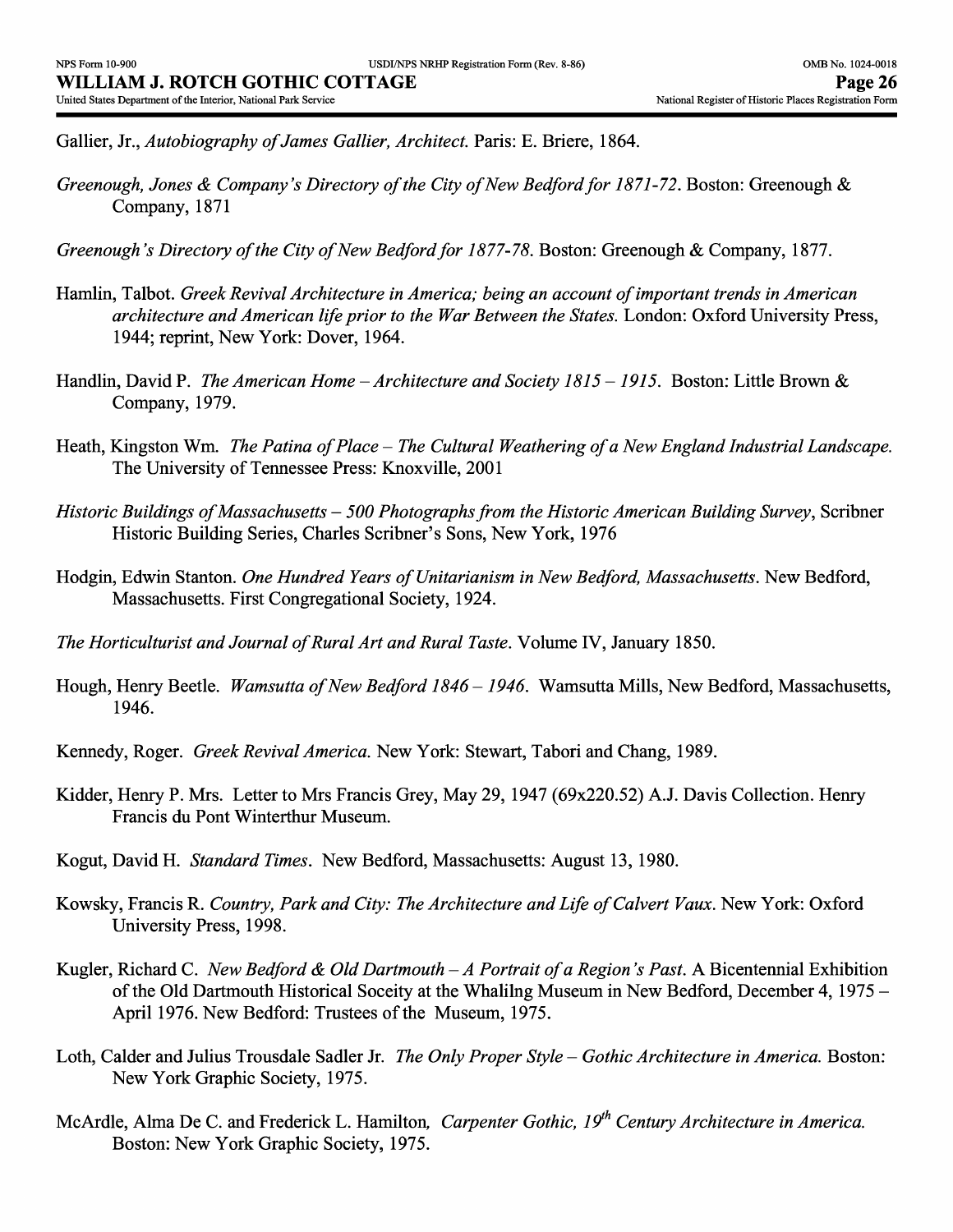Gallier, Jr., *Autobiography of James Gallier, Architect.* Paris: E. Briere, 1864.

*Greenough, Jones & Company's Directory of the City of New Bedford for 1871-72*. Boston: Greenough & Company, 1871

*Greenough's Directory of the City of New Bedford for 1877-78*. Boston: Greenough & Company, 1877.

Hamlin, Talbot. *Greek Revival Architecture in America; being an account of important trends in American architecture and American life prior to the War Between the States.* London: Oxford University Press, 1944; reprint, New York: Dover, 1964.

Handlin, David P. *The American Home – Architecture and Society 1815 – 1915*. Boston: Little Brown & Company, 1979.

Heath, Kingston Wm. *The Patina of Place – The Cultural Weathering of a New England Industrial Landscape.* The University of Tennessee Press: Knoxville, 2001

*Historic Buildings of Massachusetts – 500 Photographs from the Historic American Building Survey*, Scribner Historic Building Series, Charles Scribner's Sons, New York, 1976

Hodgin, Edwin Stanton. *One Hundred Years of Unitarianism in New Bedford, Massachusetts*. New Bedford, Massachusetts. First Congregational Society, 1924.

*The Horticulturist and Journal of Rural Art and Rural Taste*. Volume IV, January 1850.

Hough, Henry Beetle. *Wamsutta of New Bedford 1846 – 1946*. Wamsutta Mills, New Bedford, Massachusetts, 1946.

Kennedy, Roger. *Greek Revival America.* New York: Stewart, Tabori and Chang, 1989.

Kidder, Henry P. Mrs. Letter to Mrs Francis Grey, May 29, 1947 (69x220.52) A.J. Davis Collection. Henry Francis du Pont Winterthur Museum.

Kogut, David H. *Standard Times*. New Bedford, Massachusetts: August 13, 1980.

Kowsky, Francis R. *Country, Park and City: The Architecture and Life of Calvert Vaux*. New York: Oxford University Press, 1998.

Kugler, Richard C. *New Bedford & Old Dartmouth – A Portrait of a Region's Past*. A Bicentennial Exhibition of the Old Dartmouth Historical Soceity at the Whalilng Museum in New Bedford, December 4, 1975 – April 1976. New Bedford: Trustees of the Museum, 1975.

Loth, Calder and Julius Trousdale Sadler Jr. *The Only Proper Style – Gothic Architecture in America.* Boston: New York Graphic Society, 1975.

McArdle, Alma De C. and Frederick L. Hamilton, *Carpenter Gothic, 19th Century Architecture in America.* Boston: New York Graphic Society, 1975.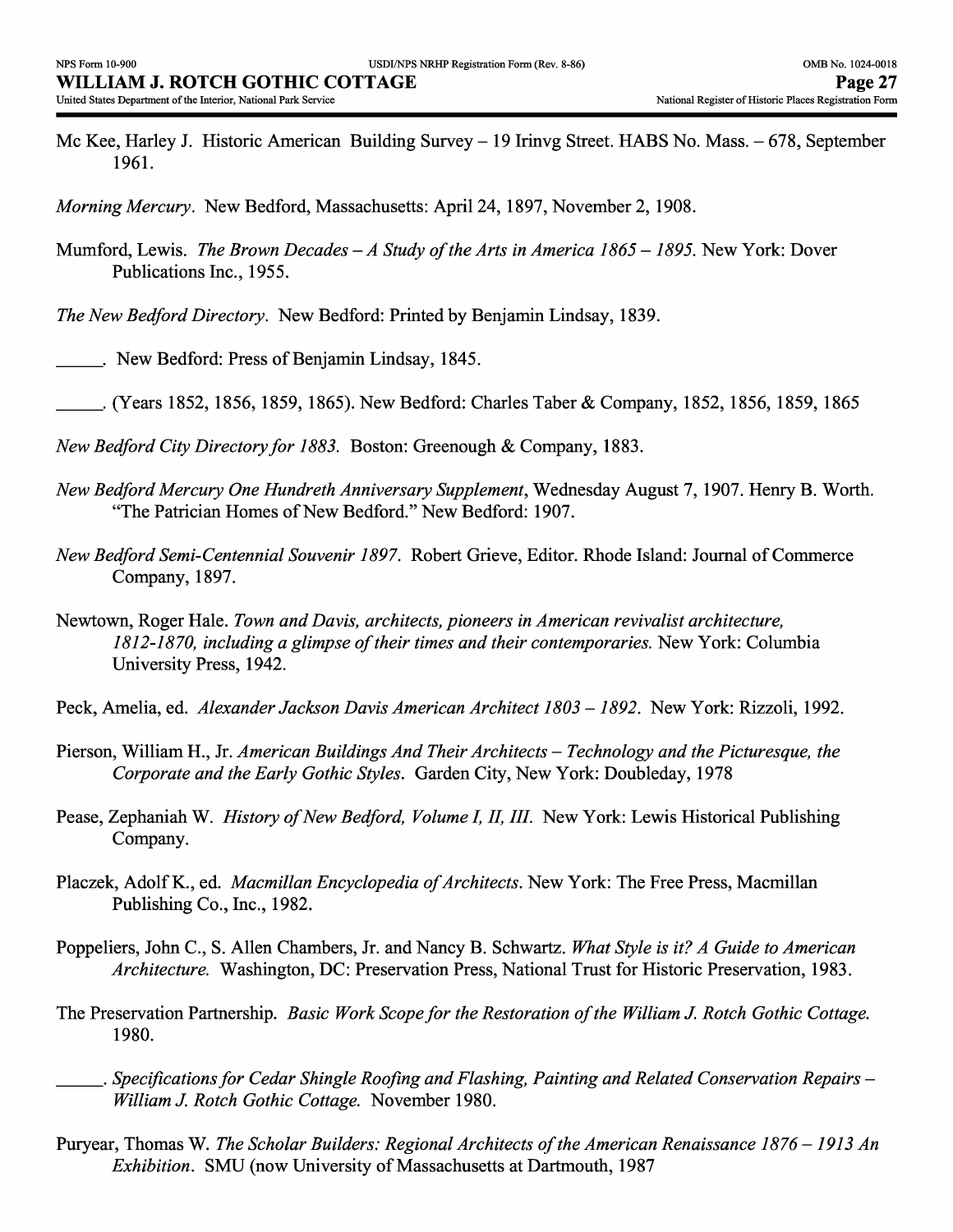Mc Kee, Harley J. Historic American Building Survey – 19 Irinvg Street. HABS No. Mass. – 678, September 1961.

*Morning Mercury*. New Bedford, Massachusetts: April 24, 1897, November 2, 1908.

Mumford, Lewis. *The Brown Decades – A Study of the Arts in America 1865 – 1895.* New York: Dover Publications Inc., 1955.

*The New Bedford Directory*. New Bedford: Printed by Benjamin Lindsay, 1839.

_____. New Bedford: Press of Benjamin Lindsay, 1845.

_____. (Years 1852, 1856, 1859, 1865). New Bedford: Charles Taber & Company, 1852, 1856, 1859, 1865

*New Bedford City Directory for 1883.* Boston: Greenough & Company, 1883.

*New Bedford Mercury One Hundreth Anniversary Supplement*, Wednesday August 7, 1907. Henry B. Worth. "The Patrician Homes of New Bedford." New Bedford: 1907.

*New Bedford Semi-Centennial Souvenir 1897*. Robert Grieve, Editor. Rhode Island: Journal of Commerce Company, 1897.

Newtown, Roger Hale. *Town and Davis, architects, pioneers in American revivalist architecture, 1812-1870, including a glimpse of their times and their contemporaries.* New York: Columbia University Press, 1942.

Peck, Amelia, ed. *Alexander Jackson Davis American Architect 1803 – 1892*. New York: Rizzoli, 1992.

Pierson, William H., Jr. *American Buildings And Their Architects – Technology and the Picturesque, the Corporate and the Early Gothic Styles*. Garden City, New York: Doubleday, 1978

Pease, Zephaniah W. *History of New Bedford, Volume I, II, III.* New York: Lewis Historical Publishing Company.

Placzek, Adolf K., ed. *Macmillan Encyclopedia of Architects*. New York: The Free Press, Macmillan Publishing Co., Inc., 1982.

Poppeliers, John C., S. Allen Chambers, Jr. and Nancy B. Schwartz. *What Style is it? A Guide to American Architecture.* Washington, DC: Preservation Press, National Trust for Historic Preservation, 1983.

The Preservation Partnership. *Basic Work Scope for the Restoration of the William J. Rotch Gothic Cottage.* 1980.

_____. *Specifications for Cedar Shingle Roofing and Flashing, Painting and Related Conservation Repairs – William J. Rotch Gothic Cottage.* November 1980.

Puryear, Thomas W. *The Scholar Builders: Regional Architects of the American Renaissance 1876 – 1913 An Exhibition*. SMU (now University of Massachusetts at Dartmouth, 1987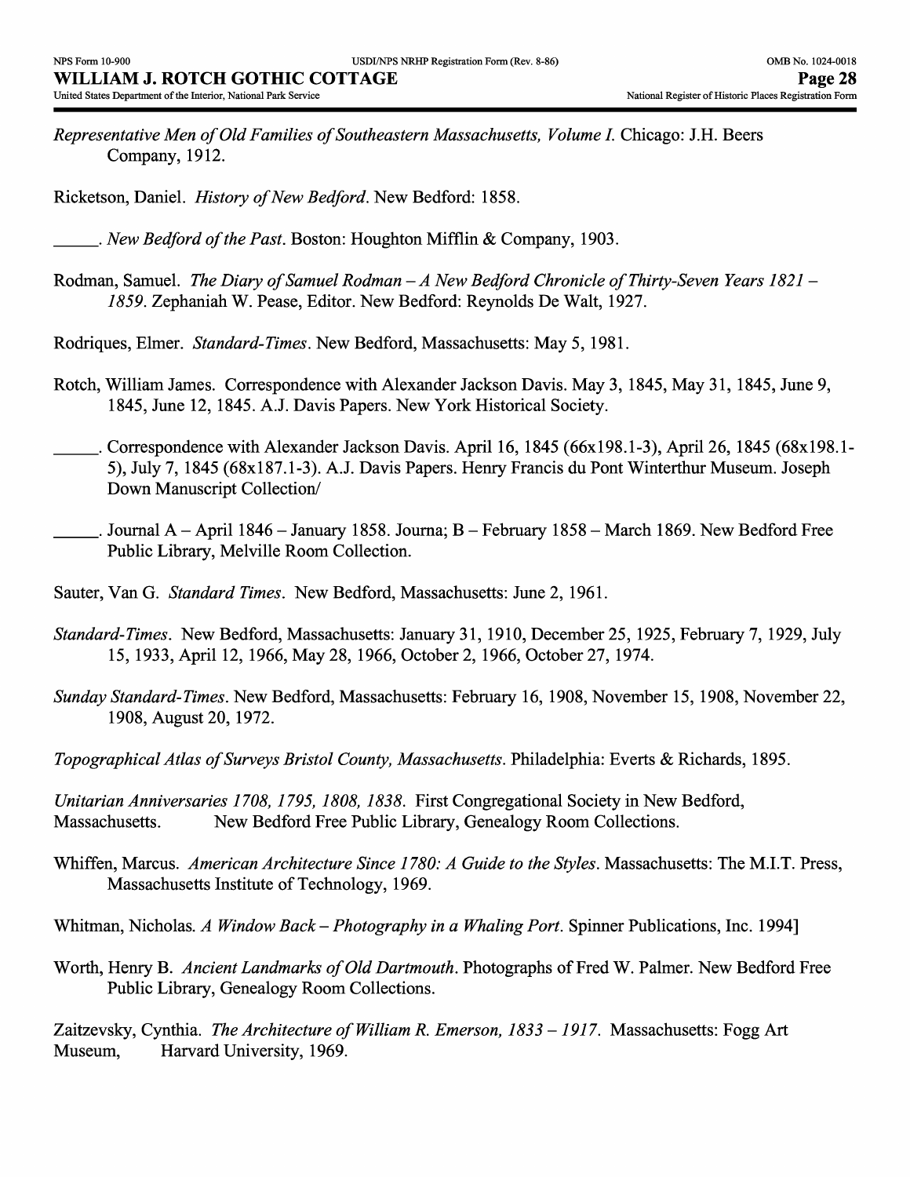*Representative Men of Old Families of Southeastern Massachusetts, Volume I.* Chicago: J.H. Beers Company, 1912.

Ricketson, Daniel. *History of New Bedford*. New Bedford: 1858.

_____. *New Bedford of the Past*. Boston: Houghton Mifflin & Company, 1903.

Rodman, Samuel. *The Diary of Samuel Rodman – A New Bedford Chronicle of Thirty-Seven Years 1821 – 1859*. Zephaniah W. Pease, Editor. New Bedford: Reynolds De Walt, 1927.

Rodriques, Elmer. *Standard-Times*. New Bedford, Massachusetts: May 5, 1981.

Rotch, William James. Correspondence with Alexander Jackson Davis. May 3, 1845, May 31, 1845, June 9, 1845, June 12, 1845. A.J. Davis Papers. New York Historical Society.

_____. Correspondence with Alexander Jackson Davis. April 16, 1845 (66x198.1-3), April 26, 1845 (68x198.1-5), July 7, 1845 (68x187.1-3). A.J. Davis Papers. Henry Francis du Pont Winterthur Museum. Joseph Down Manuscript Collection/

_____. Journal A – April 1846 – January 1858. Journa; B – February 1858 – March 1869. New Bedford Free Public Library, Melville Room Collection.

Sauter, Van G. *Standard Times*. New Bedford, Massachusetts: June 2, 1961.

*Standard-Times*. New Bedford, Massachusetts: January 31, 1910, December 25, 1925, February 7, 1929, July 15, 1933, April 12, 1966, May 28, 1966, October 2, 1966, October 27, 1974.

*Sunday Standard-Times*. New Bedford, Massachusetts: February 16, 1908, November 15, 1908, November 22, 1908, August 20, 1972.

*Topographical Atlas of Surveys Bristol County, Massachusetts*. Philadelphia: Everts & Richards, 1895.

*Unitarian Anniversaries 1708, 1795, 1808, 1838*. First Congregational Society in New Bedford, Massachusetts. New Bedford Free Public Library, Genealogy Room Collections.

Whiffen, Marcus. *American Architecture Since 1780: A Guide to the Styles*. Massachusetts: The M.I.T. Press, Massachusetts Institute of Technology, 1969.

Whitman, Nicholas. *A Window Back – Photography in a Whaling Port*. Spinner Publications, Inc. 1994]

Worth, Henry B. *Ancient Landmarks of Old Dartmouth*. Photographs of Fred W. Palmer. New Bedford Free Public Library, Genealogy Room Collections.

Zaitzevsky, Cynthia. *The Architecture of William R. Emerson, 1833 – 1917*. Massachusetts: Fogg Art Museum, Harvard University, 1969.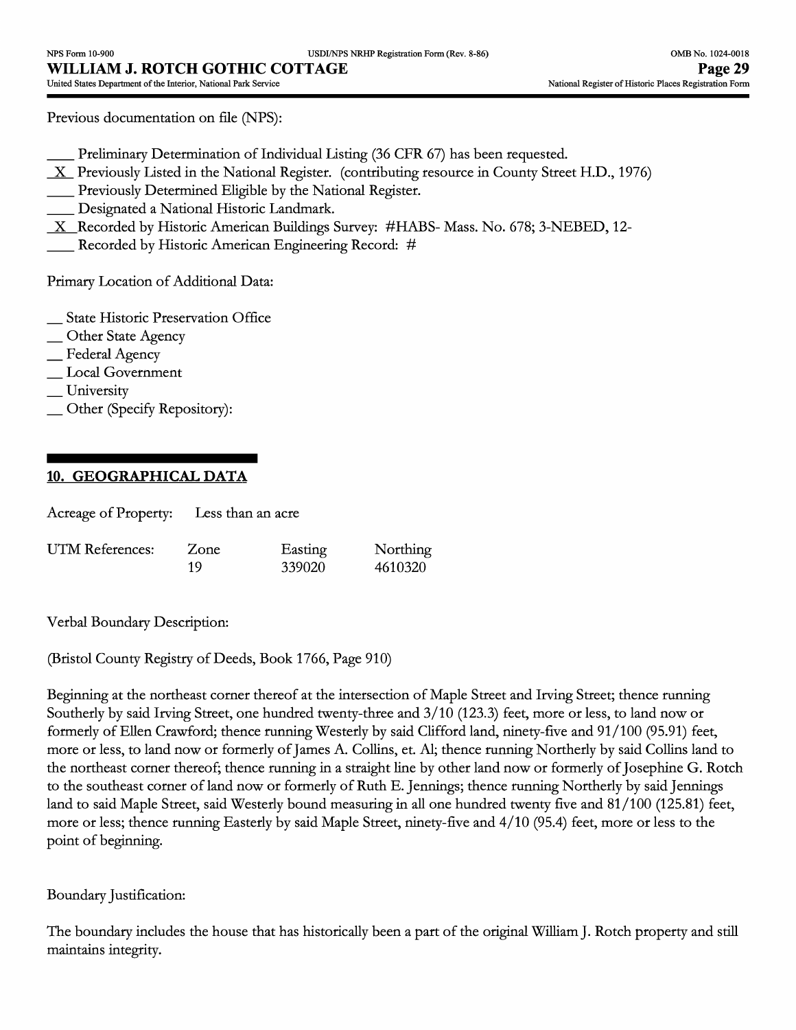Previous documentation on file (NPS):

\_\_\_\_ Preliminary Determination of Individual Listing (36 CFR 67) has been requested.
_X_ Previously Listed in the National Register. (contributing resource in County Street H.D., 1976)
\_\_\_\_ Previously Determined Eligible by the National Register.
\_\_\_\_ Designated a National Historic Landmark.
_X_ Recorded by Historic American Buildings Survey: #HABS- Mass. No. 678; 3-NEBED, 12-
\_\_\_\_ Recorded by Historic American Engineering Record: #

Primary Location of Additional Data:

__ State Historic Preservation Office
__ Other State Agency
__ Federal Agency
__ Local Government
__ University
__ Other (Specify Repository):

## 10. GEOGRAPHICAL DATA

Acreage of Property: Less than an acre

| UTM References: | Zone | Easting | Northing |
|---|---|---|---|
| | 19 | 339020 | 4610320 |

Verbal Boundary Description:

(Bristol County Registry of Deeds, Book 1766, Page 910)

Beginning at the northeast corner thereof at the intersection of Maple Street and Irving Street; thence running Southerly by said Irving Street, one hundred twenty-three and 3/10 (123.3) feet, more or less, to land now or formerly of Ellen Crawford; thence running Westerly by said Clifford land, ninety-five and 91/100 (95.91) feet, more or less, to land now or formerly of James A. Collins, et. Al; thence running Northerly by said Collins land to the northeast corner thereof; thence running in a straight line by other land now or formerly of Josephine G. Rotch to the southeast corner of land now or formerly of Ruth E. Jennings; thence running Northerly by said Jennings land to said Maple Street, said Westerly bound measuring in all one hundred twenty five and 81/100 (125.81) feet, more or less; thence running Easterly by said Maple Street, ninety-five and 4/10 (95.4) feet, more or less to the point of beginning.

Boundary Justification:

The boundary includes the house that has historically been a part of the original William J. Rotch property and still maintains integrity.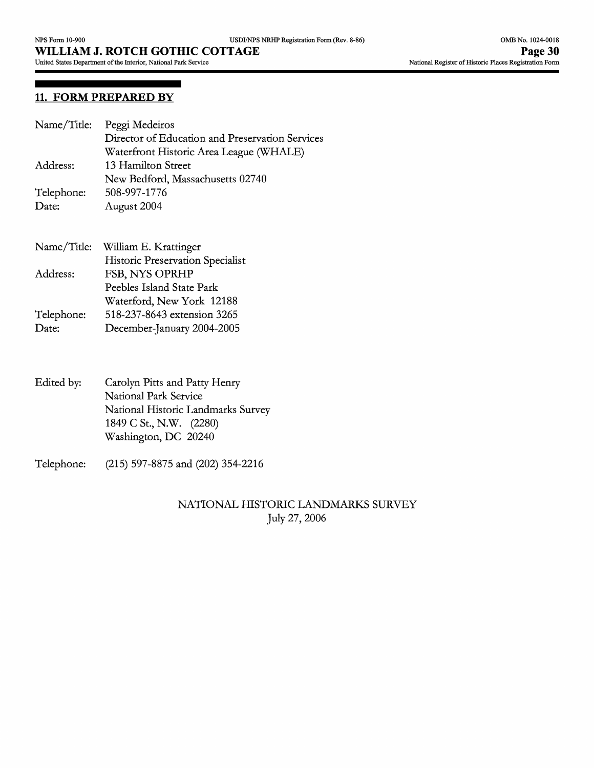## 11. FORM PREPARED BY

Name/Title: Peggi Medeiros
Director of Education and Preservation Services
Waterfront Historic Area League (WHALE)
Address: 13 Hamilton Street
New Bedford, Massachusetts 02740
Telephone: 508-997-1776
Date: August 2004

Name/Title: William E. Krattinger
Historic Preservation Specialist
Address: FSB, NYS OPRHP
Peebles Island State Park
Waterford, New York 12188
Telephone: 518-237-8643 extension 3265
Date: December-January 2004-2005

Edited by: Carolyn Pitts and Patty Henry
National Park Service
National Historic Landmarks Survey
1849 C St., N.W. (2280)
Washington, DC 20240

Telephone: (215) 597-8875 and (202) 354-2216

NATIONAL HISTORIC LANDMARKS SURVEY
July 27, 2006